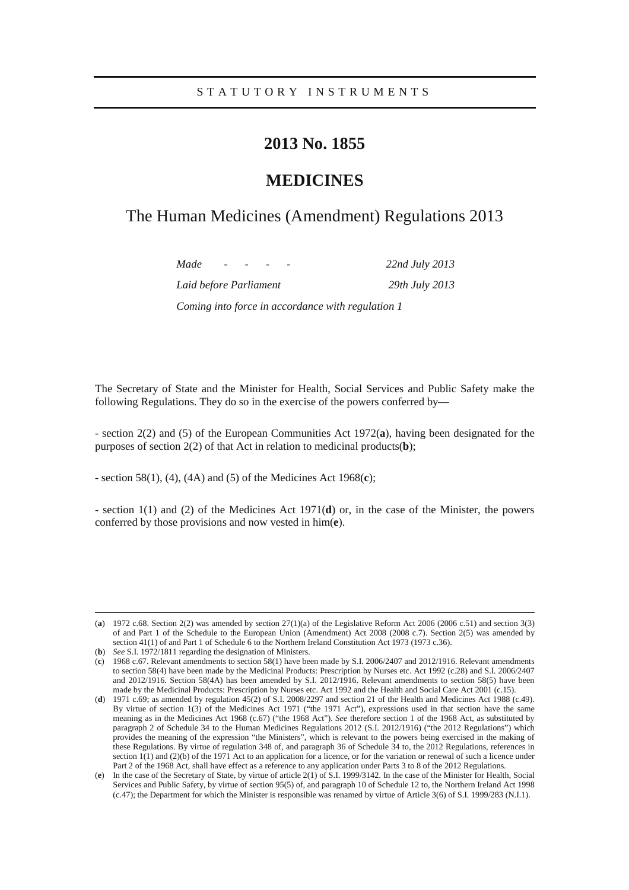STATUTORY INSTRUMENTS

# 2013 No. 1855

## MEDICINES

## The Human Medicines (Amendment) Regulations 2013

| | |
|---|---|
| *Made - - - -* | *22nd July 2013* |
| *Laid before Parliament* | *29th July 2013* |

*Coming into force in accordance with regulation 1*

The Secretary of State and the Minister for Health, Social Services and Public Safety make the following Regulations. They do so in the exercise of the powers conferred by—

- section 2(2) and (5) of the European Communities Act 1972(**a**), having been designated for the purposes of section 2(2) of that Act in relation to medicinal products(**b**);

- section 58(1), (4), (4A) and (5) of the Medicines Act 1968(**c**);

- section 1(1) and (2) of the Medicines Act 1971(**d**) or, in the case of the Minister, the powers conferred by those provisions and now vested in him(**e**).

---

(**a**) 1972 c.68. Section 2(2) was amended by section 27(1)(a) of the Legislative Reform Act 2006 (2006 c.51) and section 3(3) of and Part 1 of the Schedule to the European Union (Amendment) Act 2008 (2008 c.7). Section 2(5) was amended by section 41(1) of and Part 1 of Schedule 6 to the Northern Ireland Constitution Act 1973 (1973 c.36).

(**b**) *See* S.I. 1972/1811 regarding the designation of Ministers.

(**c**) 1968 c.67. Relevant amendments to section 58(1) have been made by S.I. 2006/2407 and 2012/1916. Relevant amendments to section 58(4) have been made by the Medicinal Products: Prescription by Nurses etc. Act 1992 (c.28) and S.I. 2006/2407 and 2012/1916. Section 58(4A) has been amended by S.I. 2012/1916. Relevant amendments to section 58(5) have been made by the Medicinal Products: Prescription by Nurses etc. Act 1992 and the Health and Social Care Act 2001 (c.15).

(**d**) 1971 c.69; as amended by regulation 45(2) of S.I. 2008/2297 and section 21 of the Health and Medicines Act 1988 (c.49). By virtue of section 1(3) of the Medicines Act 1971 ("the 1971 Act"), expressions used in that section have the same meaning as in the Medicines Act 1968 (c.67) ("the 1968 Act"). *See* therefore section 1 of the 1968 Act, as substituted by paragraph 2 of Schedule 34 to the Human Medicines Regulations 2012 (S.I. 2012/1916) ("the 2012 Regulations") which provides the meaning of the expression "the Ministers", which is relevant to the powers being exercised in the making of these Regulations. By virtue of regulation 348 of, and paragraph 36 of Schedule 34 to, the 2012 Regulations, references in section 1(1) and (2)(b) of the 1971 Act to an application for a licence, or for the variation or renewal of such a licence under Part 2 of the 1968 Act, shall have effect as a reference to any application under Parts 3 to 8 of the 2012 Regulations.

(**e**) In the case of the Secretary of State, by virtue of article 2(1) of S.I. 1999/3142. In the case of the Minister for Health, Social Services and Public Safety, by virtue of section 95(5) of, and paragraph 10 of Schedule 12 to, the Northern Ireland Act 1998 (c.47); the Department for which the Minister is responsible was renamed by virtue of Article 3(6) of S.I. 1999/283 (N.I.1).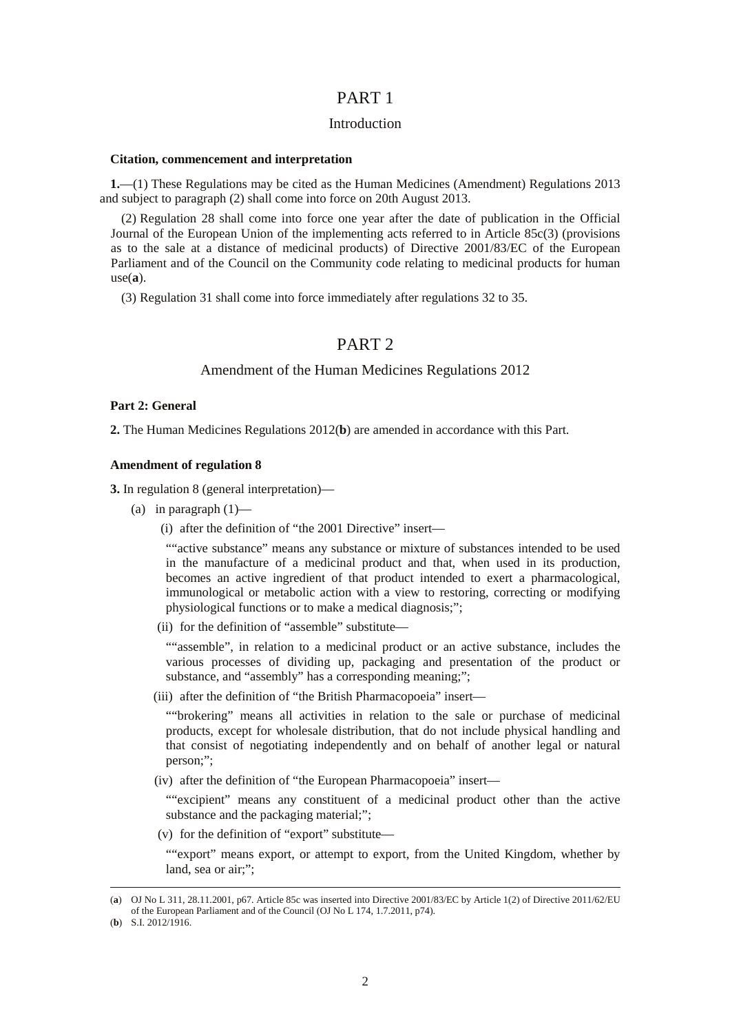# PART 1

## Introduction

### Citation, commencement and interpretation

**1.**—(1) These Regulations may be cited as the Human Medicines (Amendment) Regulations 2013 and subject to paragraph (2) shall come into force on 20th August 2013.

(2) Regulation 28 shall come into force one year after the date of publication in the Official Journal of the European Union of the implementing acts referred to in Article 85c(3) (provisions as to the sale at a distance of medicinal products) of Directive 2001/83/EC of the European Parliament and of the Council on the Community code relating to medicinal products for human use([a]).

(3) Regulation 31 shall come into force immediately after regulations 32 to 35.

# PART 2

## Amendment of the Human Medicines Regulations 2012

### Part 2: General

**2.** The Human Medicines Regulations 2012([b]) are amended in accordance with this Part.

### Amendment of regulation 8

**3.** In regulation 8 (general interpretation)—

(a) in paragraph (1)—

(i) after the definition of "the 2001 Directive" insert—

""active substance" means any substance or mixture of substances intended to be used in the manufacture of a medicinal product and that, when used in its production, becomes an active ingredient of that product intended to exert a pharmacological, immunological or metabolic action with a view to restoring, correcting or modifying physiological functions or to make a medical diagnosis;";

(ii) for the definition of "assemble" substitute—

""assemble", in relation to a medicinal product or an active substance, includes the various processes of dividing up, packaging and presentation of the product or substance, and "assembly" has a corresponding meaning;";

(iii) after the definition of "the British Pharmacopoeia" insert—

""brokering" means all activities in relation to the sale or purchase of medicinal products, except for wholesale distribution, that do not include physical handling and that consist of negotiating independently and on behalf of another legal or natural person;";

(iv) after the definition of "the European Pharmacopoeia" insert—

""excipient" means any constituent of a medicinal product other than the active substance and the packaging material;";

(v) for the definition of "export" substitute—

""export" means export, or attempt to export, from the United Kingdom, whether by land, sea or air;";

---

([a]) OJ No L 311, 28.11.2001, p67. Article 85c was inserted into Directive 2001/83/EC by Article 1(2) of Directive 2011/62/EU of the European Parliament and of the Council (OJ No L 174, 1.7.2011, p74).

([b]) S.I. 2012/1916.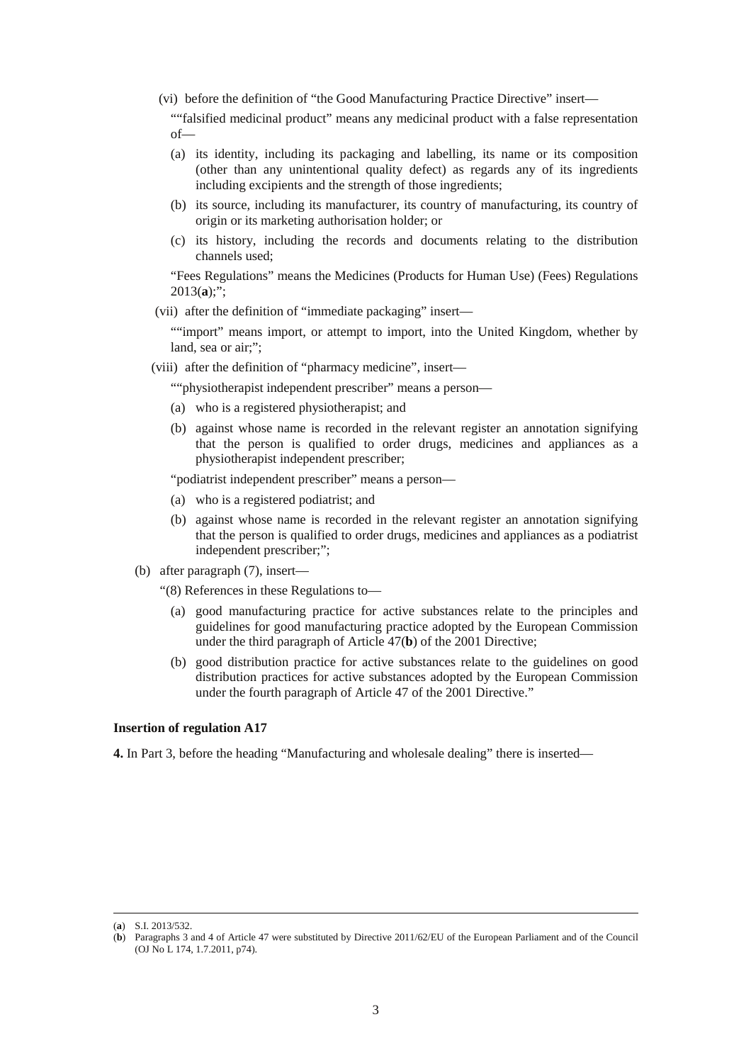(vi) before the definition of "the Good Manufacturing Practice Directive" insert—

""falsified medicinal product" means any medicinal product with a false representation of—

(a) its identity, including its packaging and labelling, its name or its composition (other than any unintentional quality defect) as regards any of its ingredients including excipients and the strength of those ingredients;

(b) its source, including its manufacturer, its country of manufacturing, its country of origin or its marketing authorisation holder; or

(c) its history, including the records and documents relating to the distribution channels used;

"Fees Regulations" means the Medicines (Products for Human Use) (Fees) Regulations 2013(**a**);";

(vii) after the definition of "immediate packaging" insert—

""import" means import, or attempt to import, into the United Kingdom, whether by land, sea or air;";

(viii) after the definition of "pharmacy medicine", insert—

""physiotherapist independent prescriber" means a person—

(a) who is a registered physiotherapist; and

(b) against whose name is recorded in the relevant register an annotation signifying that the person is qualified to order drugs, medicines and appliances as a physiotherapist independent prescriber;

"podiatrist independent prescriber" means a person—

(a) who is a registered podiatrist; and

(b) against whose name is recorded in the relevant register an annotation signifying that the person is qualified to order drugs, medicines and appliances as a podiatrist independent prescriber;";

(b) after paragraph (7), insert—

"(8) References in these Regulations to—

(a) good manufacturing practice for active substances relate to the principles and guidelines for good manufacturing practice adopted by the European Commission under the third paragraph of Article 47(**b**) of the 2001 Directive;

(b) good distribution practice for active substances relate to the guidelines on good distribution practices for active substances adopted by the European Commission under the fourth paragraph of Article 47 of the 2001 Directive."

**Insertion of regulation A17**

**4.** In Part 3, before the heading "Manufacturing and wholesale dealing" there is inserted—

---

(**a**) S.I. 2013/532.

(**b**) Paragraphs 3 and 4 of Article 47 were substituted by Directive 2011/62/EU of the European Parliament and of the Council (OJ No L 174, 1.7.2011, p74).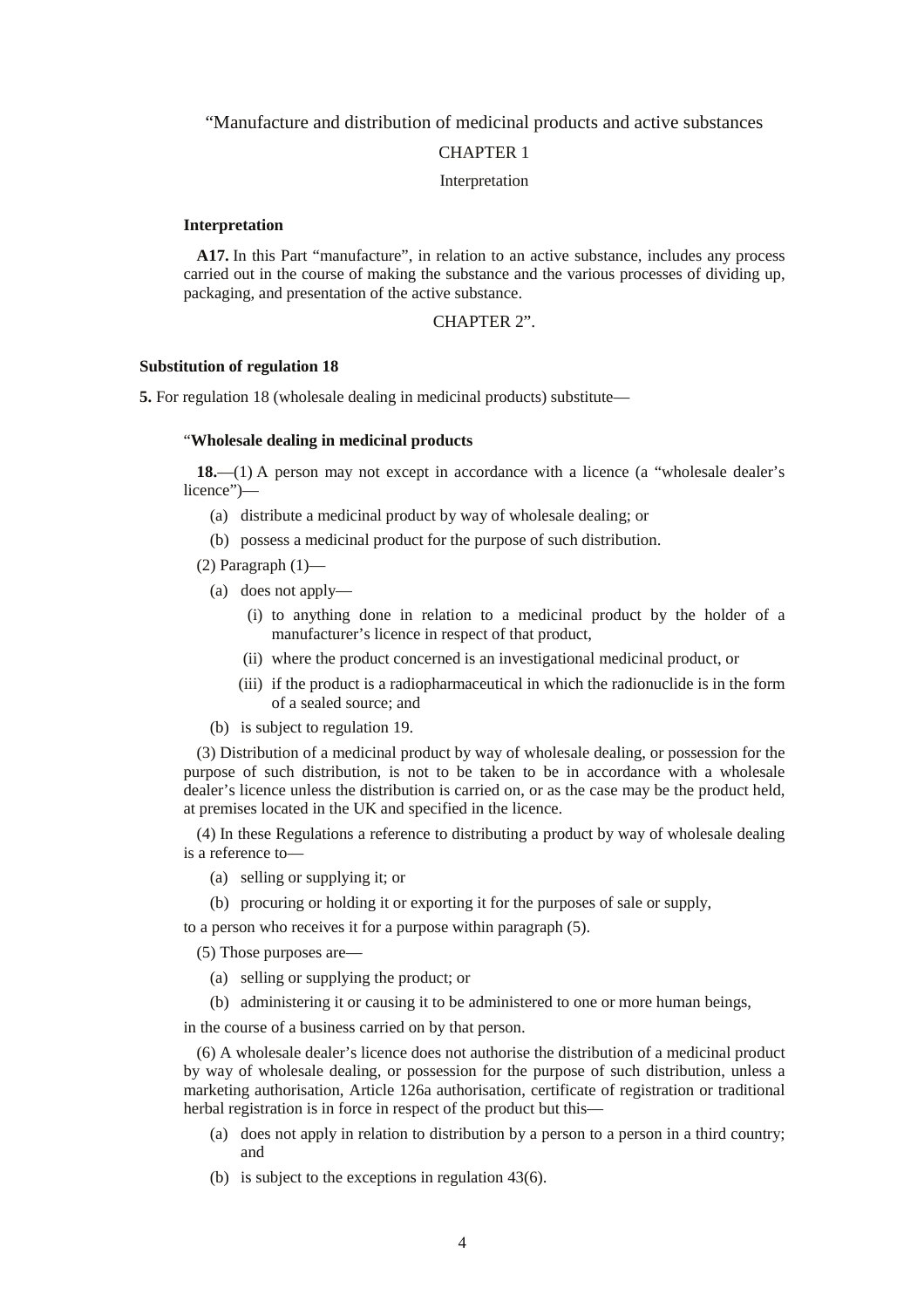"Manufacture and distribution of medicinal products and active substances

CHAPTER 1

Interpretation

**Interpretation**

**A17.** In this Part "manufacture", in relation to an active substance, includes any process carried out in the course of making the substance and the various processes of dividing up, packaging, and presentation of the active substance.

CHAPTER 2".

**Substitution of regulation 18**

**5.** For regulation 18 (wholesale dealing in medicinal products) substitute—

"**Wholesale dealing in medicinal products**

**18.**—(1) A person may not except in accordance with a licence (a "wholesale dealer's licence")—

(a) distribute a medicinal product by way of wholesale dealing; or

(b) possess a medicinal product for the purpose of such distribution.

(2) Paragraph (1)—

(a) does not apply—

(i) to anything done in relation to a medicinal product by the holder of a manufacturer's licence in respect of that product,

(ii) where the product concerned is an investigational medicinal product, or

(iii) if the product is a radiopharmaceutical in which the radionuclide is in the form of a sealed source; and

(b) is subject to regulation 19.

(3) Distribution of a medicinal product by way of wholesale dealing, or possession for the purpose of such distribution, is not to be taken to be in accordance with a wholesale dealer's licence unless the distribution is carried on, or as the case may be the product held, at premises located in the UK and specified in the licence.

(4) In these Regulations a reference to distributing a product by way of wholesale dealing is a reference to—

(a) selling or supplying it; or

(b) procuring or holding it or exporting it for the purposes of sale or supply,

to a person who receives it for a purpose within paragraph (5).

(5) Those purposes are—

(a) selling or supplying the product; or

(b) administering it or causing it to be administered to one or more human beings,

in the course of a business carried on by that person.

(6) A wholesale dealer's licence does not authorise the distribution of a medicinal product by way of wholesale dealing, or possession for the purpose of such distribution, unless a marketing authorisation, Article 126a authorisation, certificate of registration or traditional herbal registration is in force in respect of the product but this—

(a) does not apply in relation to distribution by a person to a person in a third country; and

(b) is subject to the exceptions in regulation 43(6).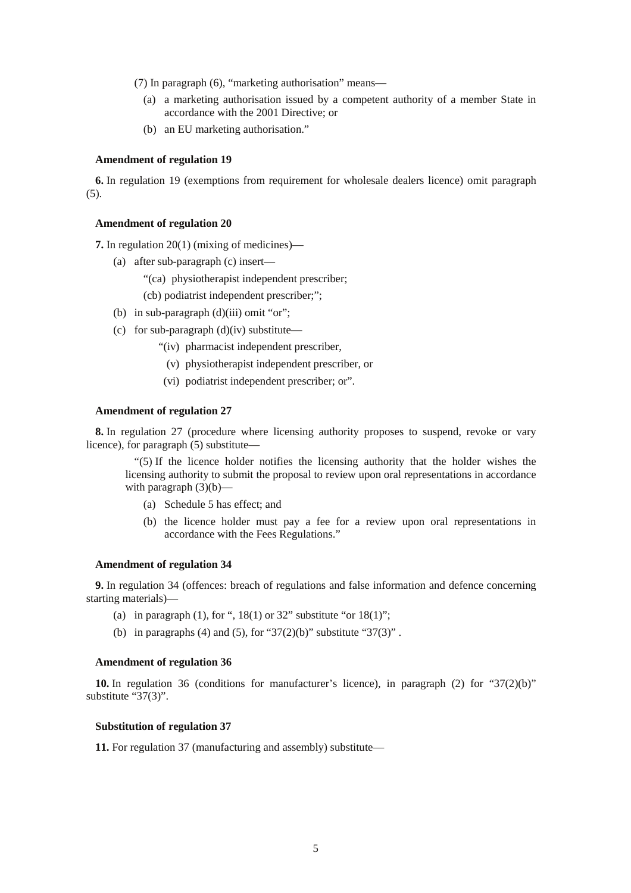(7) In paragraph (6), "marketing authorisation" means—

(a) a marketing authorisation issued by a competent authority of a member State in accordance with the 2001 Directive; or

(b) an EU marketing authorisation."

**Amendment of regulation 19**

**6.** In regulation 19 (exemptions from requirement for wholesale dealers licence) omit paragraph (5).

**Amendment of regulation 20**

**7.** In regulation 20(1) (mixing of medicines)—

(a) after sub-paragraph (c) insert—

"(ca) physiotherapist independent prescriber;

(cb) podiatrist independent prescriber;";

(b) in sub-paragraph (d)(iii) omit "or";

(c) for sub-paragraph (d)(iv) substitute—

"(iv) pharmacist independent prescriber,

(v) physiotherapist independent prescriber, or

(vi) podiatrist independent prescriber; or".

**Amendment of regulation 27**

**8.** In regulation 27 (procedure where licensing authority proposes to suspend, revoke or vary licence), for paragraph (5) substitute—

"(5) If the licence holder notifies the licensing authority that the holder wishes the licensing authority to submit the proposal to review upon oral representations in accordance with paragraph (3)(b)—

(a) Schedule 5 has effect; and

(b) the licence holder must pay a fee for a review upon oral representations in accordance with the Fees Regulations."

**Amendment of regulation 34**

**9.** In regulation 34 (offences: breach of regulations and false information and defence concerning starting materials)—

(a) in paragraph (1), for ", 18(1) or 32" substitute "or 18(1)";

(b) in paragraphs (4) and (5), for "37(2)(b)" substitute "37(3)" .

**Amendment of regulation 36**

**10.** In regulation 36 (conditions for manufacturer's licence), in paragraph (2) for "37(2)(b)" substitute "37(3)".

**Substitution of regulation 37**

**11.** For regulation 37 (manufacturing and assembly) substitute—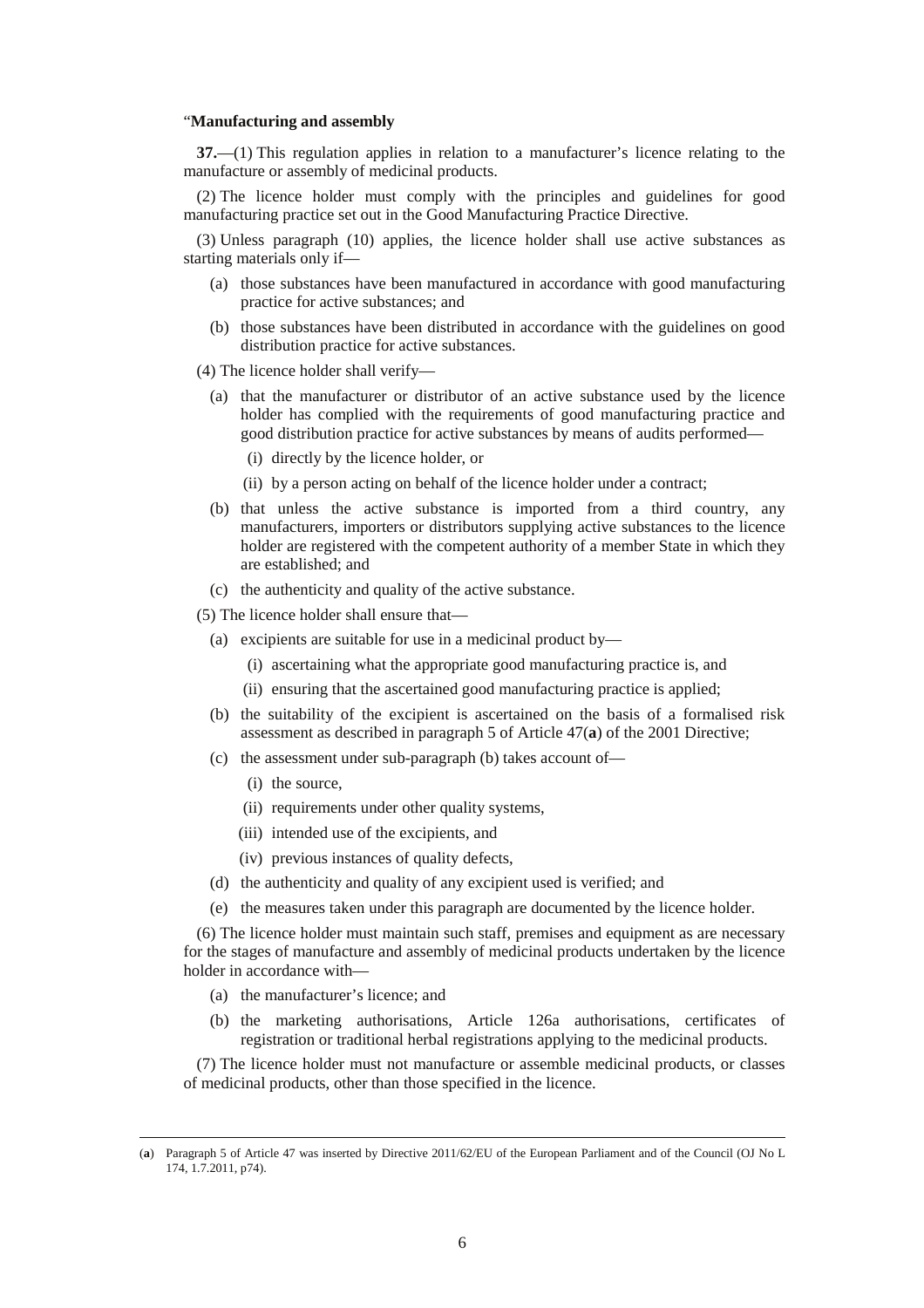"**Manufacturing and assembly**

**37.**—(1) This regulation applies in relation to a manufacturer's licence relating to the manufacture or assembly of medicinal products.

(2) The licence holder must comply with the principles and guidelines for good manufacturing practice set out in the Good Manufacturing Practice Directive.

(3) Unless paragraph (10) applies, the licence holder shall use active substances as starting materials only if—

- (a) those substances have been manufactured in accordance with good manufacturing practice for active substances; and
- (b) those substances have been distributed in accordance with the guidelines on good distribution practice for active substances.

(4) The licence holder shall verify—

- (a) that the manufacturer or distributor of an active substance used by the licence holder has complied with the requirements of good manufacturing practice and good distribution practice for active substances by means of audits performed—
  - (i) directly by the licence holder, or
  - (ii) by a person acting on behalf of the licence holder under a contract;
- (b) that unless the active substance is imported from a third country, any manufacturers, importers or distributors supplying active substances to the licence holder are registered with the competent authority of a member State in which they are established; and
- (c) the authenticity and quality of the active substance.

(5) The licence holder shall ensure that—

- (a) excipients are suitable for use in a medicinal product by—
  - (i) ascertaining what the appropriate good manufacturing practice is, and
  - (ii) ensuring that the ascertained good manufacturing practice is applied;
- (b) the suitability of the excipient is ascertained on the basis of a formalised risk assessment as described in paragraph 5 of Article 47(**a**) of the 2001 Directive;
- (c) the assessment under sub-paragraph (b) takes account of—
  - (i) the source,
  - (ii) requirements under other quality systems,
  - (iii) intended use of the excipients, and
  - (iv) previous instances of quality defects,
- (d) the authenticity and quality of any excipient used is verified; and
- (e) the measures taken under this paragraph are documented by the licence holder.

(6) The licence holder must maintain such staff, premises and equipment as are necessary for the stages of manufacture and assembly of medicinal products undertaken by the licence holder in accordance with—

- (a) the manufacturer's licence; and
- (b) the marketing authorisations, Article 126a authorisations, certificates of registration or traditional herbal registrations applying to the medicinal products.

(7) The licence holder must not manufacture or assemble medicinal products, or classes of medicinal products, other than those specified in the licence.

---

(**a**) Paragraph 5 of Article 47 was inserted by Directive 2011/62/EU of the European Parliament and of the Council (OJ No L 174, 1.7.2011, p74).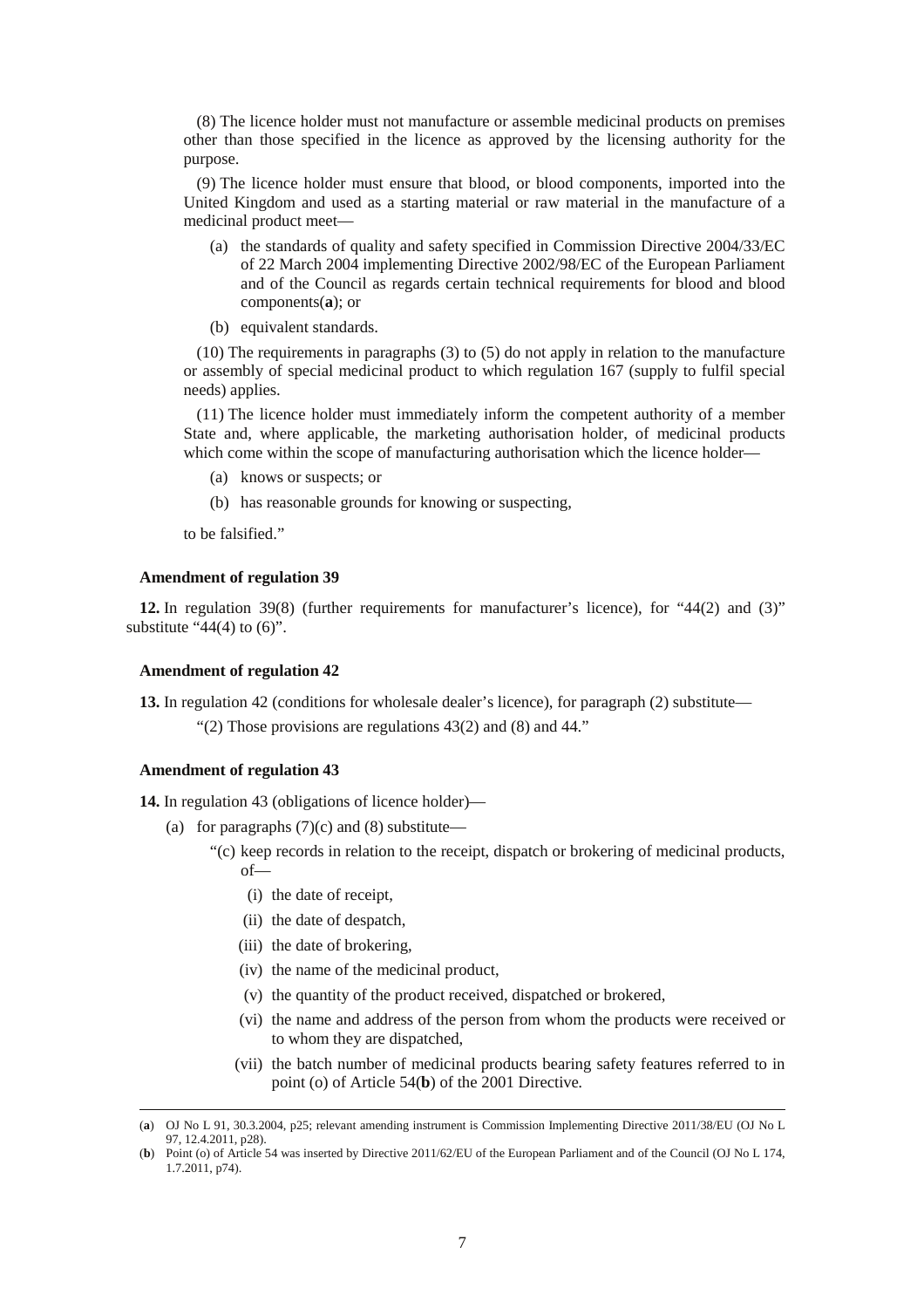(8) The licence holder must not manufacture or assemble medicinal products on premises other than those specified in the licence as approved by the licensing authority for the purpose.

(9) The licence holder must ensure that blood, or blood components, imported into the United Kingdom and used as a starting material or raw material in the manufacture of a medicinal product meet—

(a) the standards of quality and safety specified in Commission Directive 2004/33/EC of 22 March 2004 implementing Directive 2002/98/EC of the European Parliament and of the Council as regards certain technical requirements for blood and blood components(**a**); or

(b) equivalent standards.

(10) The requirements in paragraphs (3) to (5) do not apply in relation to the manufacture or assembly of special medicinal product to which regulation 167 (supply to fulfil special needs) applies.

(11) The licence holder must immediately inform the competent authority of a member State and, where applicable, the marketing authorisation holder, of medicinal products which come within the scope of manufacturing authorisation which the licence holder—

(a) knows or suspects; or

(b) has reasonable grounds for knowing or suspecting,

to be falsified."

**Amendment of regulation 39**

**12.** In regulation 39(8) (further requirements for manufacturer's licence), for "44(2) and (3)" substitute "44(4) to (6)".

**Amendment of regulation 42**

**13.** In regulation 42 (conditions for wholesale dealer's licence), for paragraph (2) substitute—

"(2) Those provisions are regulations 43(2) and (8) and 44."

**Amendment of regulation 43**

**14.** In regulation 43 (obligations of licence holder)—

(a) for paragraphs (7)(c) and (8) substitute—

"(c) keep records in relation to the receipt, dispatch or brokering of medicinal products, of—

(i) the date of receipt,

(ii) the date of despatch,

(iii) the date of brokering,

(iv) the name of the medicinal product,

(v) the quantity of the product received, dispatched or brokered,

(vi) the name and address of the person from whom the products were received or to whom they are dispatched,

(vii) the batch number of medicinal products bearing safety features referred to in point (o) of Article 54(**b**) of the 2001 Directive.

---

(**a**) OJ No L 91, 30.3.2004, p25; relevant amending instrument is Commission Implementing Directive 2011/38/EU (OJ No L 97, 12.4.2011, p28).

(**b**) Point (o) of Article 54 was inserted by Directive 2011/62/EU of the European Parliament and of the Council (OJ No L 174, 1.7.2011, p74).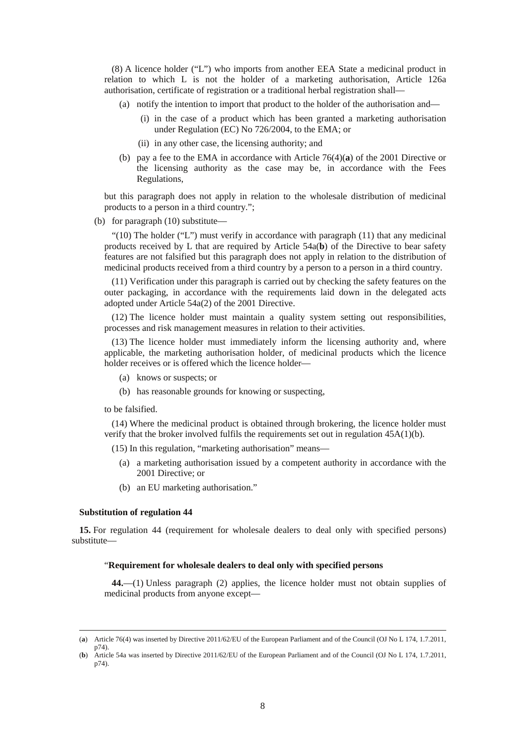(8) A licence holder ("L") who imports from another EEA State a medicinal product in relation to which L is not the holder of a marketing authorisation, Article 126a authorisation, certificate of registration or a traditional herbal registration shall—

(a) notify the intention to import that product to the holder of the authorisation and—

(i) in the case of a product which has been granted a marketing authorisation under Regulation (EC) No 726/2004, to the EMA; or

(ii) in any other case, the licensing authority; and

(b) pay a fee to the EMA in accordance with Article 76(4)(**a**) of the 2001 Directive or the licensing authority as the case may be, in accordance with the Fees Regulations,

but this paragraph does not apply in relation to the wholesale distribution of medicinal products to a person in a third country.";

(b) for paragraph (10) substitute—

"(10) The holder ("L") must verify in accordance with paragraph (11) that any medicinal products received by L that are required by Article 54a(**b**) of the Directive to bear safety features are not falsified but this paragraph does not apply in relation to the distribution of medicinal products received from a third country by a person to a person in a third country.

(11) Verification under this paragraph is carried out by checking the safety features on the outer packaging, in accordance with the requirements laid down in the delegated acts adopted under Article 54a(2) of the 2001 Directive.

(12) The licence holder must maintain a quality system setting out responsibilities, processes and risk management measures in relation to their activities.

(13) The licence holder must immediately inform the licensing authority and, where applicable, the marketing authorisation holder, of medicinal products which the licence holder receives or is offered which the licence holder—

(a) knows or suspects; or

(b) has reasonable grounds for knowing or suspecting,

to be falsified.

(14) Where the medicinal product is obtained through brokering, the licence holder must verify that the broker involved fulfils the requirements set out in regulation 45A(1)(b).

(15) In this regulation, "marketing authorisation" means—

(a) a marketing authorisation issued by a competent authority in accordance with the 2001 Directive; or

(b) an EU marketing authorisation."

**Substitution of regulation 44**

**15.** For regulation 44 (requirement for wholesale dealers to deal only with specified persons) substitute—

"**Requirement for wholesale dealers to deal only with specified persons**

**44.**—(1) Unless paragraph (2) applies, the licence holder must not obtain supplies of medicinal products from anyone except—

---

(**a**) Article 76(4) was inserted by Directive 2011/62/EU of the European Parliament and of the Council (OJ No L 174, 1.7.2011, p74).

(**b**) Article 54a was inserted by Directive 2011/62/EU of the European Parliament and of the Council (OJ No L 174, 1.7.2011, p74).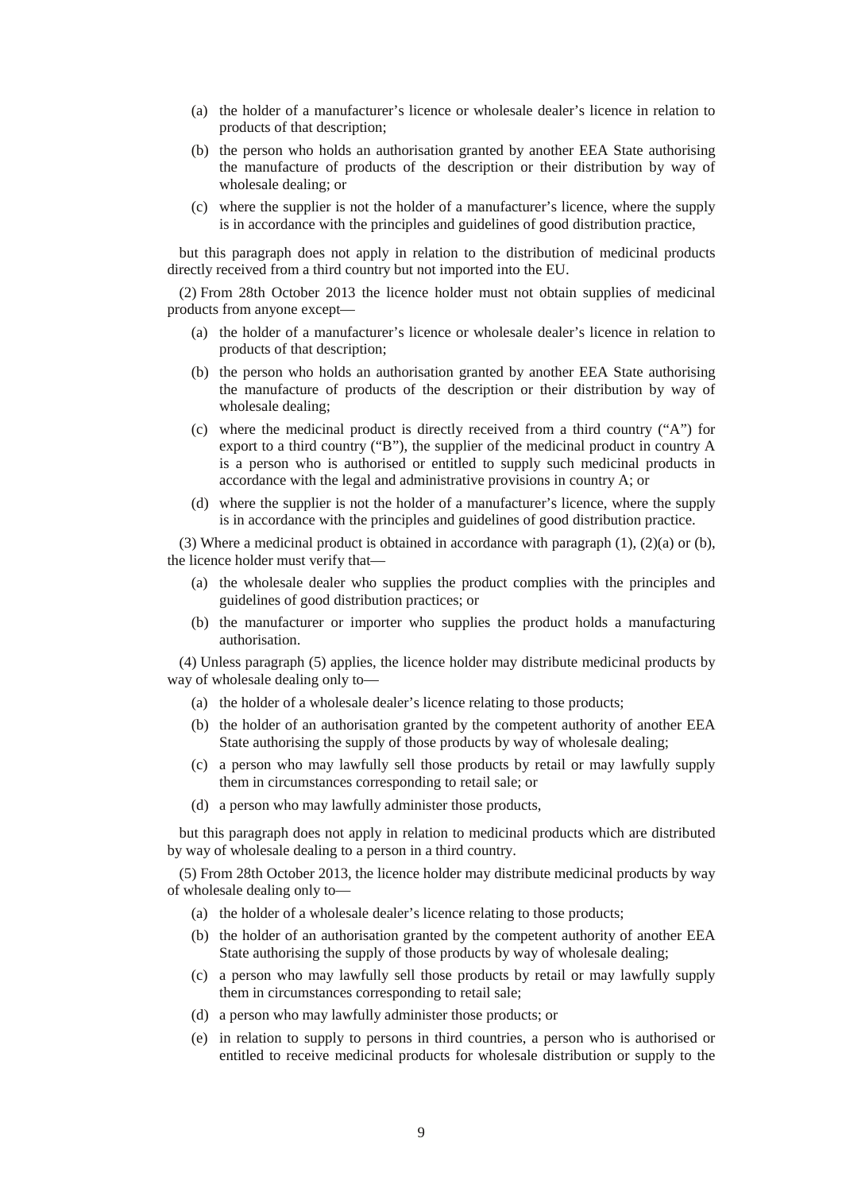(a) the holder of a manufacturer's licence or wholesale dealer's licence in relation to products of that description;

(b) the person who holds an authorisation granted by another EEA State authorising the manufacture of products of the description or their distribution by way of wholesale dealing; or

(c) where the supplier is not the holder of a manufacturer's licence, where the supply is in accordance with the principles and guidelines of good distribution practice,

but this paragraph does not apply in relation to the distribution of medicinal products directly received from a third country but not imported into the EU.

(2) From 28th October 2013 the licence holder must not obtain supplies of medicinal products from anyone except—

(a) the holder of a manufacturer's licence or wholesale dealer's licence in relation to products of that description;

(b) the person who holds an authorisation granted by another EEA State authorising the manufacture of products of the description or their distribution by way of wholesale dealing;

(c) where the medicinal product is directly received from a third country ("A") for export to a third country ("B"), the supplier of the medicinal product in country A is a person who is authorised or entitled to supply such medicinal products in accordance with the legal and administrative provisions in country A; or

(d) where the supplier is not the holder of a manufacturer's licence, where the supply is in accordance with the principles and guidelines of good distribution practice.

(3) Where a medicinal product is obtained in accordance with paragraph (1), (2)(a) or (b), the licence holder must verify that—

(a) the wholesale dealer who supplies the product complies with the principles and guidelines of good distribution practices; or

(b) the manufacturer or importer who supplies the product holds a manufacturing authorisation.

(4) Unless paragraph (5) applies, the licence holder may distribute medicinal products by way of wholesale dealing only to—

(a) the holder of a wholesale dealer's licence relating to those products;

(b) the holder of an authorisation granted by the competent authority of another EEA State authorising the supply of those products by way of wholesale dealing;

(c) a person who may lawfully sell those products by retail or may lawfully supply them in circumstances corresponding to retail sale; or

(d) a person who may lawfully administer those products,

but this paragraph does not apply in relation to medicinal products which are distributed by way of wholesale dealing to a person in a third country.

(5) From 28th October 2013, the licence holder may distribute medicinal products by way of wholesale dealing only to—

(a) the holder of a wholesale dealer's licence relating to those products;

(b) the holder of an authorisation granted by the competent authority of another EEA State authorising the supply of those products by way of wholesale dealing;

(c) a person who may lawfully sell those products by retail or may lawfully supply them in circumstances corresponding to retail sale;

(d) a person who may lawfully administer those products; or

(e) in relation to supply to persons in third countries, a person who is authorised or entitled to receive medicinal products for wholesale distribution or supply to the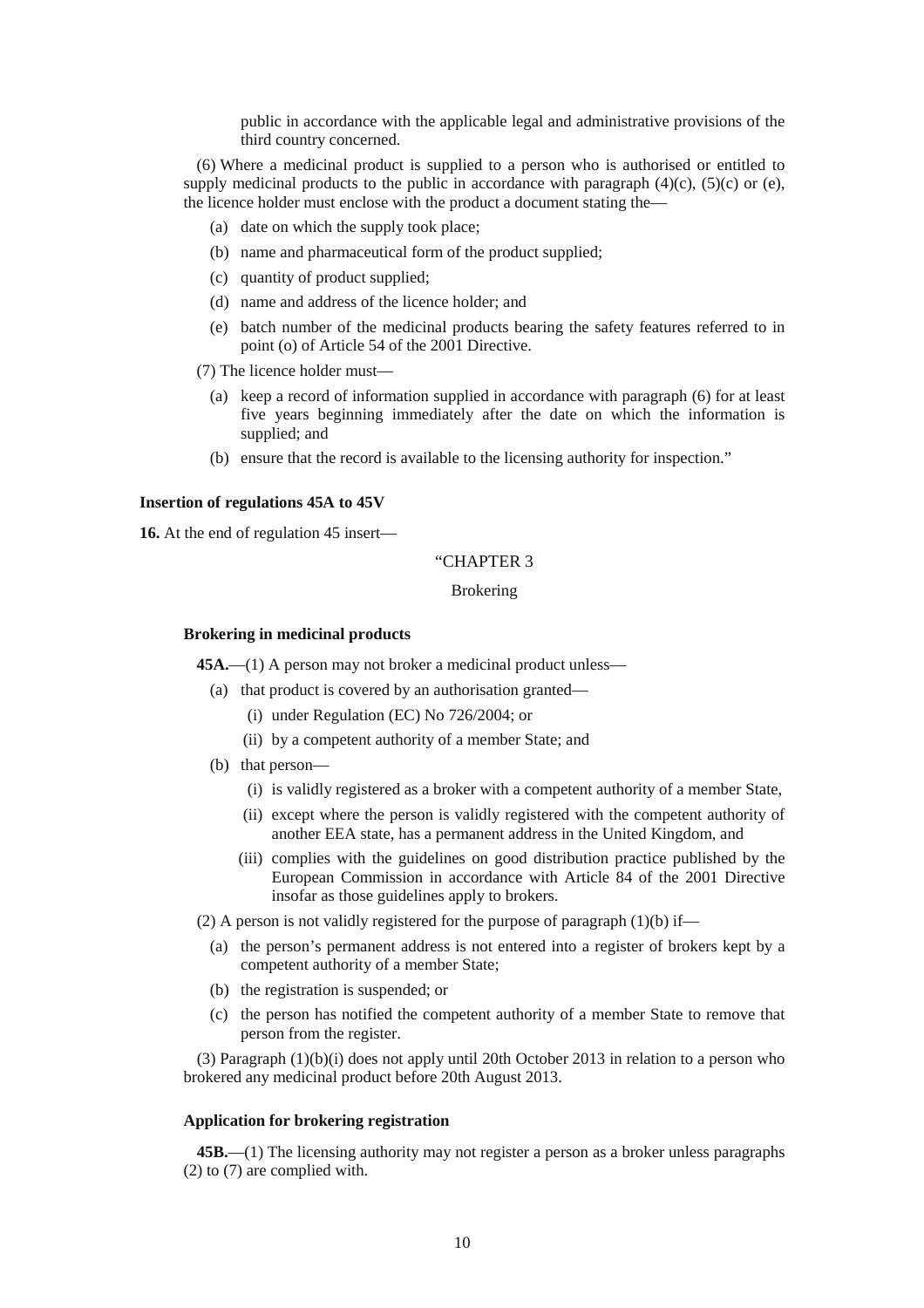public in accordance with the applicable legal and administrative provisions of the third country concerned.

(6) Where a medicinal product is supplied to a person who is authorised or entitled to supply medicinal products to the public in accordance with paragraph (4)(c), (5)(c) or (e), the licence holder must enclose with the product a document stating the—

(a) date on which the supply took place;

(b) name and pharmaceutical form of the product supplied;

(c) quantity of product supplied;

(d) name and address of the licence holder; and

(e) batch number of the medicinal products bearing the safety features referred to in point (o) of Article 54 of the 2001 Directive.

(7) The licence holder must—

(a) keep a record of information supplied in accordance with paragraph (6) for at least five years beginning immediately after the date on which the information is supplied; and

(b) ensure that the record is available to the licensing authority for inspection."

**Insertion of regulations 45A to 45V**

**16.** At the end of regulation 45 insert—

"CHAPTER 3

Brokering

**Brokering in medicinal products**

**45A.**—(1) A person may not broker a medicinal product unless—

(a) that product is covered by an authorisation granted—

(i) under Regulation (EC) No 726/2004; or

(ii) by a competent authority of a member State; and

(b) that person—

(i) is validly registered as a broker with a competent authority of a member State,

(ii) except where the person is validly registered with the competent authority of another EEA state, has a permanent address in the United Kingdom, and

(iii) complies with the guidelines on good distribution practice published by the European Commission in accordance with Article 84 of the 2001 Directive insofar as those guidelines apply to brokers.

(2) A person is not validly registered for the purpose of paragraph (1)(b) if—

(a) the person's permanent address is not entered into a register of brokers kept by a competent authority of a member State;

(b) the registration is suspended; or

(c) the person has notified the competent authority of a member State to remove that person from the register.

(3) Paragraph (1)(b)(i) does not apply until 20th October 2013 in relation to a person who brokered any medicinal product before 20th August 2013.

**Application for brokering registration**

**45B.**—(1) The licensing authority may not register a person as a broker unless paragraphs (2) to (7) are complied with.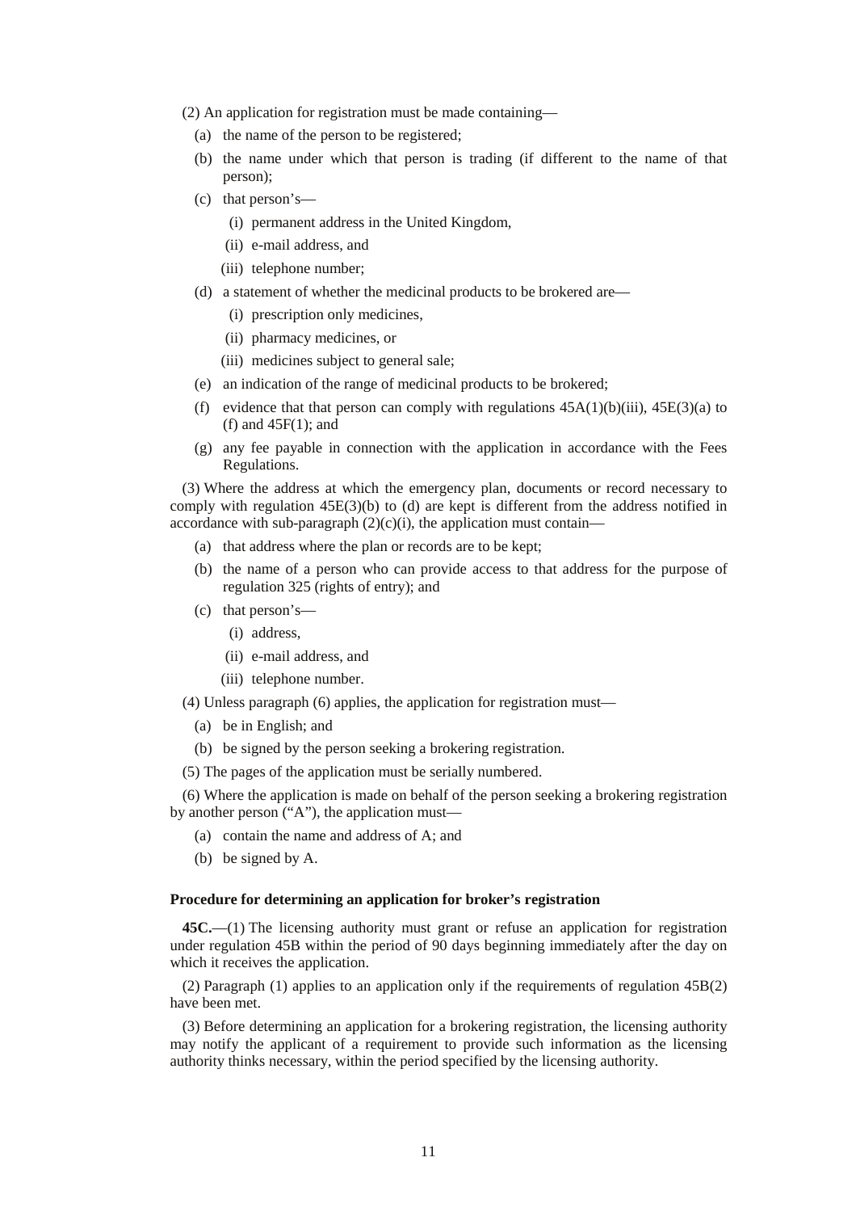(2) An application for registration must be made containing—

- (a) the name of the person to be registered;
- (b) the name under which that person is trading (if different to the name of that person);
- (c) that person's—
  - (i) permanent address in the United Kingdom,
  - (ii) e-mail address, and
  - (iii) telephone number;
- (d) a statement of whether the medicinal products to be brokered are—
  - (i) prescription only medicines,
  - (ii) pharmacy medicines, or
  - (iii) medicines subject to general sale;
- (e) an indication of the range of medicinal products to be brokered;
- (f) evidence that that person can comply with regulations 45A(1)(b)(iii), 45E(3)(a) to (f) and 45F(1); and
- (g) any fee payable in connection with the application in accordance with the Fees Regulations.

(3) Where the address at which the emergency plan, documents or record necessary to comply with regulation 45E(3)(b) to (d) are kept is different from the address notified in accordance with sub-paragraph (2)(c)(i), the application must contain—

- (a) that address where the plan or records are to be kept;
- (b) the name of a person who can provide access to that address for the purpose of regulation 325 (rights of entry); and
- (c) that person's—
  - (i) address,
  - (ii) e-mail address, and
  - (iii) telephone number.

(4) Unless paragraph (6) applies, the application for registration must—

- (a) be in English; and
- (b) be signed by the person seeking a brokering registration.

(5) The pages of the application must be serially numbered.

(6) Where the application is made on behalf of the person seeking a brokering registration by another person ("A"), the application must—

- (a) contain the name and address of A; and
- (b) be signed by A.

**Procedure for determining an application for broker's registration**

**45C.**—(1) The licensing authority must grant or refuse an application for registration under regulation 45B within the period of 90 days beginning immediately after the day on which it receives the application.

(2) Paragraph (1) applies to an application only if the requirements of regulation 45B(2) have been met.

(3) Before determining an application for a brokering registration, the licensing authority may notify the applicant of a requirement to provide such information as the licensing authority thinks necessary, within the period specified by the licensing authority.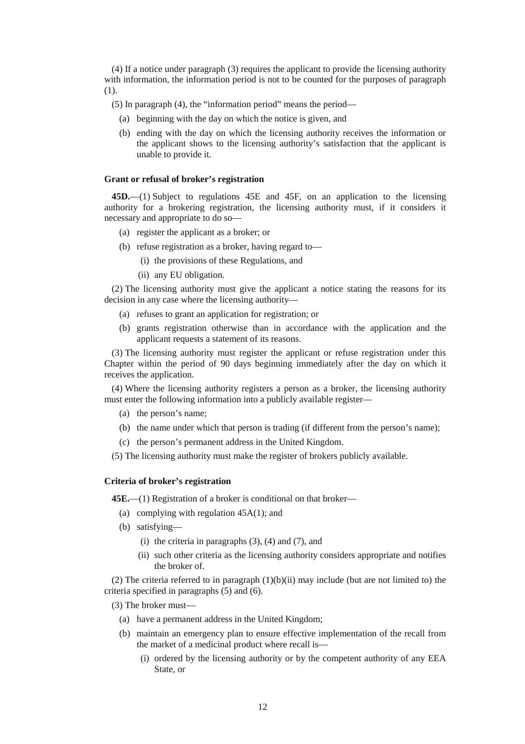(4) If a notice under paragraph (3) requires the applicant to provide the licensing authority with information, the information period is not to be counted for the purposes of paragraph (1).

(5) In paragraph (4), the "information period" means the period—

(a) beginning with the day on which the notice is given, and

(b) ending with the day on which the licensing authority receives the information or the applicant shows to the licensing authority's satisfaction that the applicant is unable to provide it.

**Grant or refusal of broker's registration**

**45D.**—(1) Subject to regulations 45E and 45F, on an application to the licensing authority for a brokering registration, the licensing authority must, if it considers it necessary and appropriate to do so—

(a) register the applicant as a broker; or

(b) refuse registration as a broker, having regard to—

(i) the provisions of these Regulations, and

(ii) any EU obligation.

(2) The licensing authority must give the applicant a notice stating the reasons for its decision in any case where the licensing authority—

(a) refuses to grant an application for registration; or

(b) grants registration otherwise than in accordance with the application and the applicant requests a statement of its reasons.

(3) The licensing authority must register the applicant or refuse registration under this Chapter within the period of 90 days beginning immediately after the day on which it receives the application.

(4) Where the licensing authority registers a person as a broker, the licensing authority must enter the following information into a publicly available register—

(a) the person's name;

(b) the name under which that person is trading (if different from the person's name);

(c) the person's permanent address in the United Kingdom.

(5) The licensing authority must make the register of brokers publicly available.

**Criteria of broker's registration**

**45E.**—(1) Registration of a broker is conditional on that broker—

(a) complying with regulation 45A(1); and

(b) satisfying—

(i) the criteria in paragraphs (3), (4) and (7), and

(ii) such other criteria as the licensing authority considers appropriate and notifies the broker of.

(2) The criteria referred to in paragraph (1)(b)(ii) may include (but are not limited to) the criteria specified in paragraphs (5) and (6).

(3) The broker must—

(a) have a permanent address in the United Kingdom;

(b) maintain an emergency plan to ensure effective implementation of the recall from the market of a medicinal product where recall is—

(i) ordered by the licensing authority or by the competent authority of any EEA State, or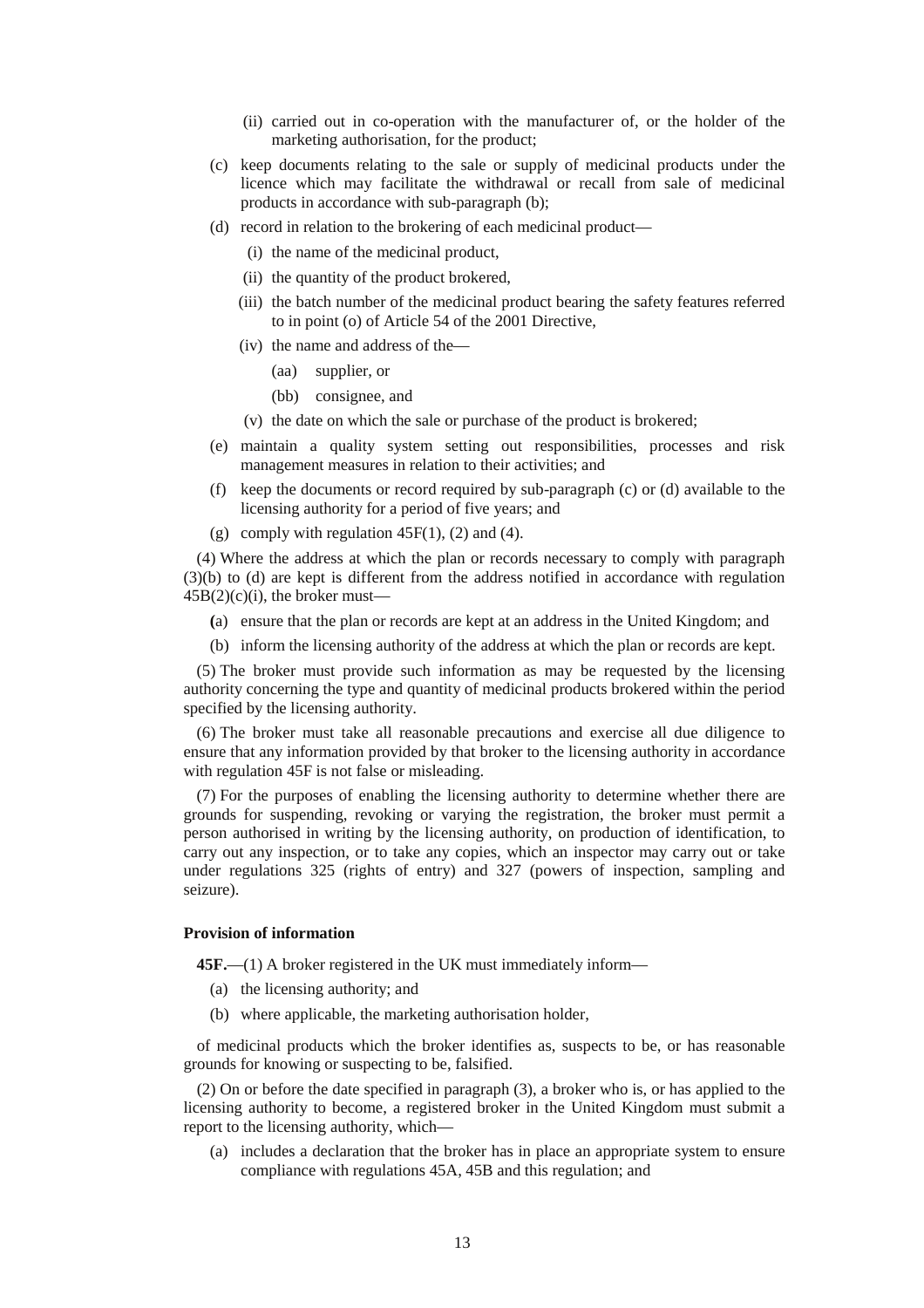(ii) carried out in co-operation with the manufacturer of, or the holder of the marketing authorisation, for the product;

(c) keep documents relating to the sale or supply of medicinal products under the licence which may facilitate the withdrawal or recall from sale of medicinal products in accordance with sub-paragraph (b);

(d) record in relation to the brokering of each medicinal product—

(i) the name of the medicinal product,

(ii) the quantity of the product brokered,

(iii) the batch number of the medicinal product bearing the safety features referred to in point (o) of Article 54 of the 2001 Directive,

(iv) the name and address of the—

(aa) supplier, or

(bb) consignee, and

(v) the date on which the sale or purchase of the product is brokered;

(e) maintain a quality system setting out responsibilities, processes and risk management measures in relation to their activities; and

(f) keep the documents or record required by sub-paragraph (c) or (d) available to the licensing authority for a period of five years; and

(g) comply with regulation 45F(1), (2) and (4).

(4) Where the address at which the plan or records necessary to comply with paragraph (3)(b) to (d) are kept is different from the address notified in accordance with regulation 45B(2)(c)(i), the broker must—

(a) ensure that the plan or records are kept at an address in the United Kingdom; and

(b) inform the licensing authority of the address at which the plan or records are kept.

(5) The broker must provide such information as may be requested by the licensing authority concerning the type and quantity of medicinal products brokered within the period specified by the licensing authority.

(6) The broker must take all reasonable precautions and exercise all due diligence to ensure that any information provided by that broker to the licensing authority in accordance with regulation 45F is not false or misleading.

(7) For the purposes of enabling the licensing authority to determine whether there are grounds for suspending, revoking or varying the registration, the broker must permit a person authorised in writing by the licensing authority, on production of identification, to carry out any inspection, or to take any copies, which an inspector may carry out or take under regulations 325 (rights of entry) and 327 (powers of inspection, sampling and seizure).

**Provision of information**

**45F.**—(1) A broker registered in the UK must immediately inform—

(a) the licensing authority; and

(b) where applicable, the marketing authorisation holder,

of medicinal products which the broker identifies as, suspects to be, or has reasonable grounds for knowing or suspecting to be, falsified.

(2) On or before the date specified in paragraph (3), a broker who is, or has applied to the licensing authority to become, a registered broker in the United Kingdom must submit a report to the licensing authority, which—

(a) includes a declaration that the broker has in place an appropriate system to ensure compliance with regulations 45A, 45B and this regulation; and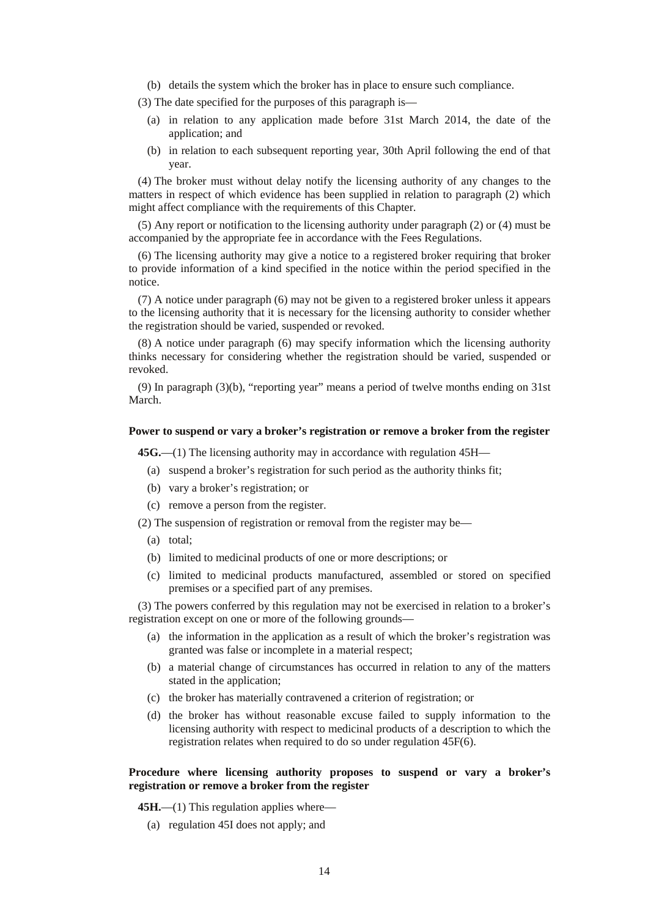(b) details the system which the broker has in place to ensure such compliance.

(3) The date specified for the purposes of this paragraph is—

(a) in relation to any application made before 31st March 2014, the date of the application; and

(b) in relation to each subsequent reporting year, 30th April following the end of that year.

(4) The broker must without delay notify the licensing authority of any changes to the matters in respect of which evidence has been supplied in relation to paragraph (2) which might affect compliance with the requirements of this Chapter.

(5) Any report or notification to the licensing authority under paragraph (2) or (4) must be accompanied by the appropriate fee in accordance with the Fees Regulations.

(6) The licensing authority may give a notice to a registered broker requiring that broker to provide information of a kind specified in the notice within the period specified in the notice.

(7) A notice under paragraph (6) may not be given to a registered broker unless it appears to the licensing authority that it is necessary for the licensing authority to consider whether the registration should be varied, suspended or revoked.

(8) A notice under paragraph (6) may specify information which the licensing authority thinks necessary for considering whether the registration should be varied, suspended or revoked.

(9) In paragraph (3)(b), "reporting year" means a period of twelve months ending on 31st March.

**Power to suspend or vary a broker's registration or remove a broker from the register**

**45G.**—(1) The licensing authority may in accordance with regulation 45H—

(a) suspend a broker's registration for such period as the authority thinks fit;

(b) vary a broker's registration; or

(c) remove a person from the register.

(2) The suspension of registration or removal from the register may be—

(a) total;

(b) limited to medicinal products of one or more descriptions; or

(c) limited to medicinal products manufactured, assembled or stored on specified premises or a specified part of any premises.

(3) The powers conferred by this regulation may not be exercised in relation to a broker's registration except on one or more of the following grounds—

(a) the information in the application as a result of which the broker's registration was granted was false or incomplete in a material respect;

(b) a material change of circumstances has occurred in relation to any of the matters stated in the application;

(c) the broker has materially contravened a criterion of registration; or

(d) the broker has without reasonable excuse failed to supply information to the licensing authority with respect to medicinal products of a description to which the registration relates when required to do so under regulation 45F(6).

**Procedure where licensing authority proposes to suspend or vary a broker's registration or remove a broker from the register**

**45H.**—(1) This regulation applies where—

(a) regulation 45I does not apply; and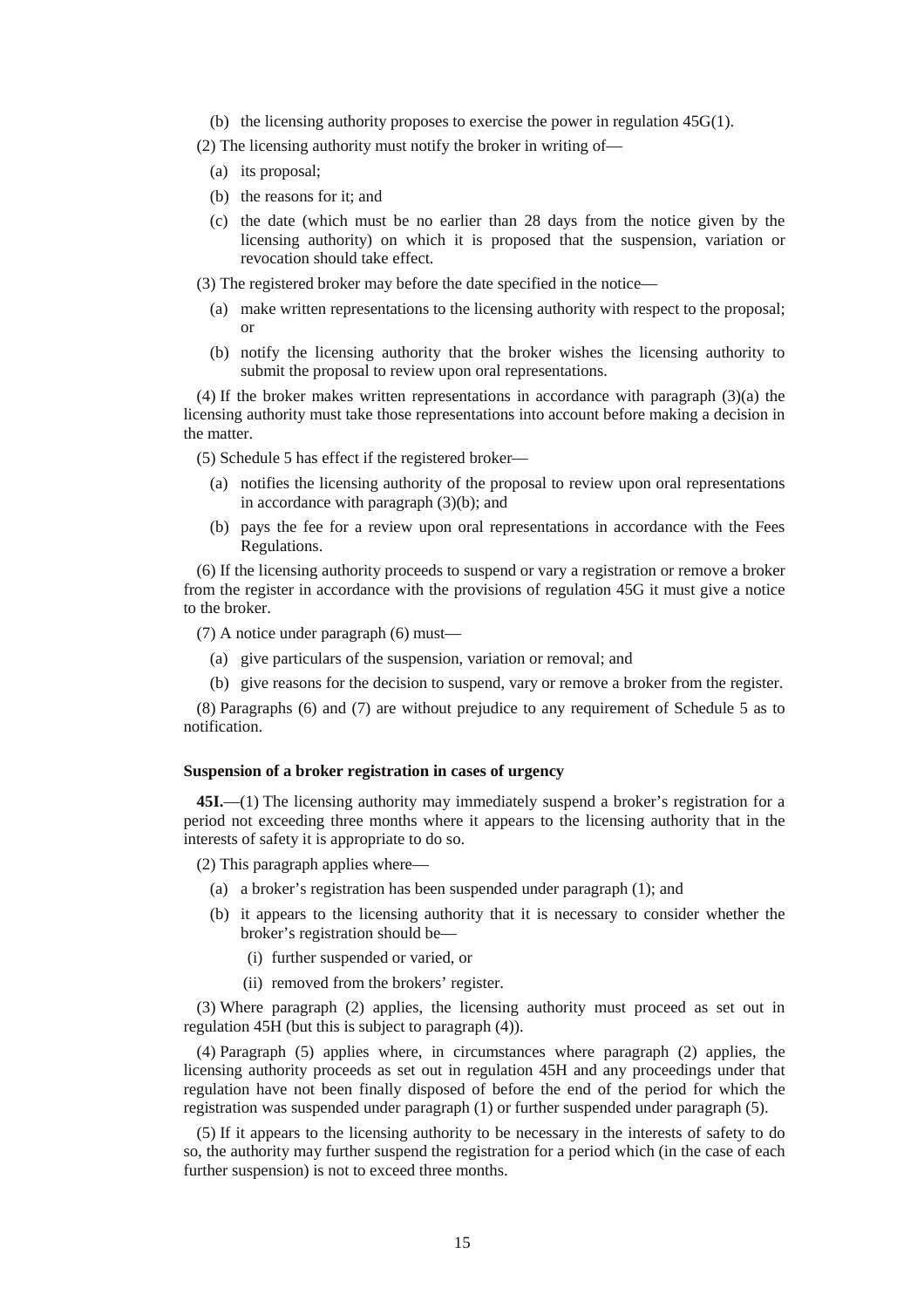(b) the licensing authority proposes to exercise the power in regulation 45G(1).

(2) The licensing authority must notify the broker in writing of—

(a) its proposal;

(b) the reasons for it; and

(c) the date (which must be no earlier than 28 days from the notice given by the licensing authority) on which it is proposed that the suspension, variation or revocation should take effect.

(3) The registered broker may before the date specified in the notice—

(a) make written representations to the licensing authority with respect to the proposal; or

(b) notify the licensing authority that the broker wishes the licensing authority to submit the proposal to review upon oral representations.

(4) If the broker makes written representations in accordance with paragraph (3)(a) the licensing authority must take those representations into account before making a decision in the matter.

(5) Schedule 5 has effect if the registered broker—

(a) notifies the licensing authority of the proposal to review upon oral representations in accordance with paragraph (3)(b); and

(b) pays the fee for a review upon oral representations in accordance with the Fees Regulations.

(6) If the licensing authority proceeds to suspend or vary a registration or remove a broker from the register in accordance with the provisions of regulation 45G it must give a notice to the broker.

(7) A notice under paragraph (6) must—

(a) give particulars of the suspension, variation or removal; and

(b) give reasons for the decision to suspend, vary or remove a broker from the register.

(8) Paragraphs (6) and (7) are without prejudice to any requirement of Schedule 5 as to notification.

**Suspension of a broker registration in cases of urgency**

**45I.**—(1) The licensing authority may immediately suspend a broker's registration for a period not exceeding three months where it appears to the licensing authority that in the interests of safety it is appropriate to do so.

(2) This paragraph applies where—

(a) a broker's registration has been suspended under paragraph (1); and

(b) it appears to the licensing authority that it is necessary to consider whether the broker's registration should be—

(i) further suspended or varied, or

(ii) removed from the brokers' register.

(3) Where paragraph (2) applies, the licensing authority must proceed as set out in regulation 45H (but this is subject to paragraph (4)).

(4) Paragraph (5) applies where, in circumstances where paragraph (2) applies, the licensing authority proceeds as set out in regulation 45H and any proceedings under that regulation have not been finally disposed of before the end of the period for which the registration was suspended under paragraph (1) or further suspended under paragraph (5).

(5) If it appears to the licensing authority to be necessary in the interests of safety to do so, the authority may further suspend the registration for a period which (in the case of each further suspension) is not to exceed three months.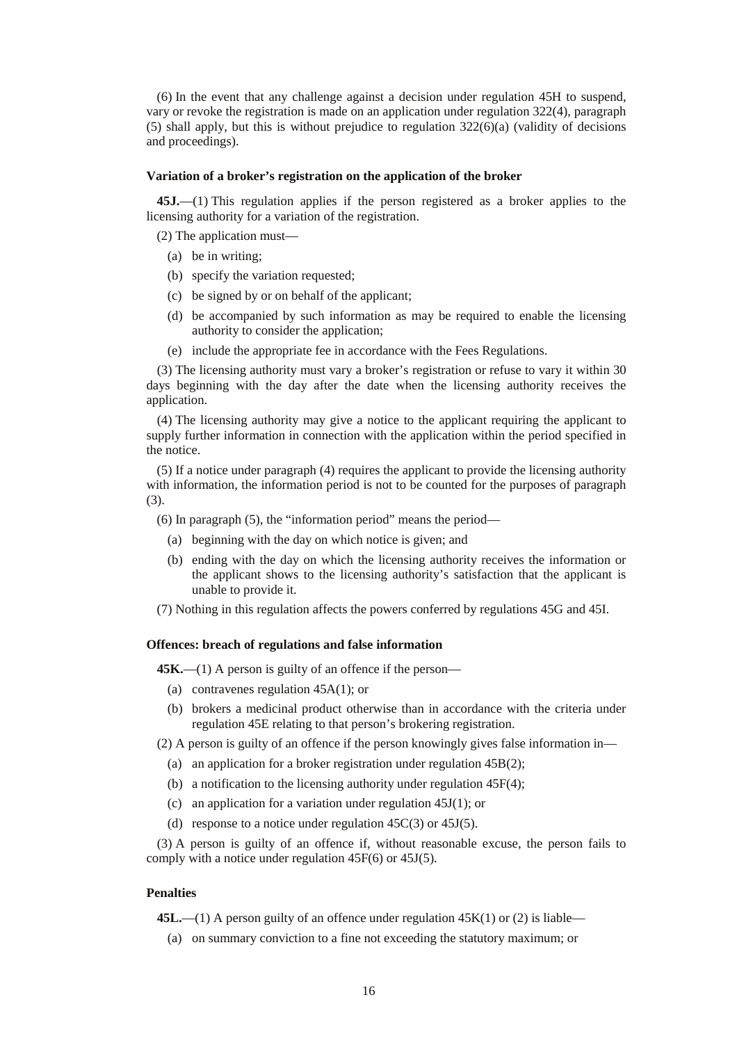(6) In the event that any challenge against a decision under regulation 45H to suspend, vary or revoke the registration is made on an application under regulation 322(4), paragraph (5) shall apply, but this is without prejudice to regulation 322(6)(a) (validity of decisions and proceedings).

**Variation of a broker's registration on the application of the broker**

**45J.**—(1) This regulation applies if the person registered as a broker applies to the licensing authority for a variation of the registration.

(2) The application must—

- (a) be in writing;
- (b) specify the variation requested;
- (c) be signed by or on behalf of the applicant;
- (d) be accompanied by such information as may be required to enable the licensing authority to consider the application;
- (e) include the appropriate fee in accordance with the Fees Regulations.

(3) The licensing authority must vary a broker's registration or refuse to vary it within 30 days beginning with the day after the date when the licensing authority receives the application.

(4) The licensing authority may give a notice to the applicant requiring the applicant to supply further information in connection with the application within the period specified in the notice.

(5) If a notice under paragraph (4) requires the applicant to provide the licensing authority with information, the information period is not to be counted for the purposes of paragraph (3).

(6) In paragraph (5), the "information period" means the period—

- (a) beginning with the day on which notice is given; and
- (b) ending with the day on which the licensing authority receives the information or the applicant shows to the licensing authority's satisfaction that the applicant is unable to provide it.

(7) Nothing in this regulation affects the powers conferred by regulations 45G and 45I.

**Offences: breach of regulations and false information**

**45K.**—(1) A person is guilty of an offence if the person—

- (a) contravenes regulation 45A(1); or
- (b) brokers a medicinal product otherwise than in accordance with the criteria under regulation 45E relating to that person's brokering registration.

(2) A person is guilty of an offence if the person knowingly gives false information in—

- (a) an application for a broker registration under regulation 45B(2);
- (b) a notification to the licensing authority under regulation 45F(4);
- (c) an application for a variation under regulation 45J(1); or
- (d) response to a notice under regulation 45C(3) or 45J(5).

(3) A person is guilty of an offence if, without reasonable excuse, the person fails to comply with a notice under regulation 45F(6) or 45J(5).

**Penalties**

**45L.**—(1) A person guilty of an offence under regulation 45K(1) or (2) is liable—

- (a) on summary conviction to a fine not exceeding the statutory maximum; or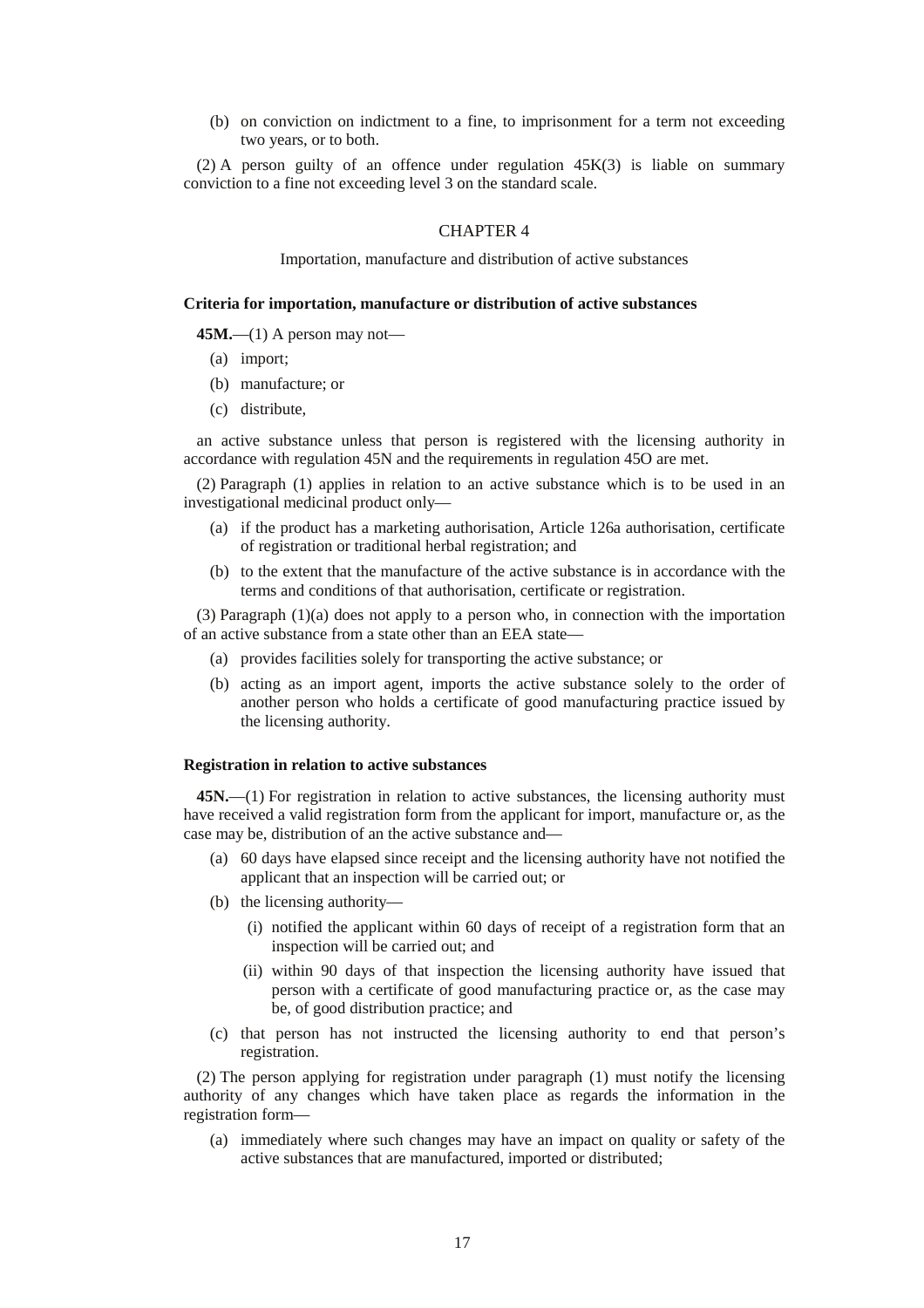(b) on conviction on indictment to a fine, to imprisonment for a term not exceeding two years, or to both.

(2) A person guilty of an offence under regulation 45K(3) is liable on summary conviction to a fine not exceeding level 3 on the standard scale.

CHAPTER 4

Importation, manufacture and distribution of active substances

**Criteria for importation, manufacture or distribution of active substances**

**45M.**—(1) A person may not—

(a) import;

(b) manufacture; or

(c) distribute,

an active substance unless that person is registered with the licensing authority in accordance with regulation 45N and the requirements in regulation 45O are met.

(2) Paragraph (1) applies in relation to an active substance which is to be used in an investigational medicinal product only—

(a) if the product has a marketing authorisation, Article 126a authorisation, certificate of registration or traditional herbal registration; and

(b) to the extent that the manufacture of the active substance is in accordance with the terms and conditions of that authorisation, certificate or registration.

(3) Paragraph (1)(a) does not apply to a person who, in connection with the importation of an active substance from a state other than an EEA state—

(a) provides facilities solely for transporting the active substance; or

(b) acting as an import agent, imports the active substance solely to the order of another person who holds a certificate of good manufacturing practice issued by the licensing authority.

**Registration in relation to active substances**

**45N.**—(1) For registration in relation to active substances, the licensing authority must have received a valid registration form from the applicant for import, manufacture or, as the case may be, distribution of an the active substance and—

(a) 60 days have elapsed since receipt and the licensing authority have not notified the applicant that an inspection will be carried out; or

(b) the licensing authority—

(i) notified the applicant within 60 days of receipt of a registration form that an inspection will be carried out; and

(ii) within 90 days of that inspection the licensing authority have issued that person with a certificate of good manufacturing practice or, as the case may be, of good distribution practice; and

(c) that person has not instructed the licensing authority to end that person's registration.

(2) The person applying for registration under paragraph (1) must notify the licensing authority of any changes which have taken place as regards the information in the registration form—

(a) immediately where such changes may have an impact on quality or safety of the active substances that are manufactured, imported or distributed;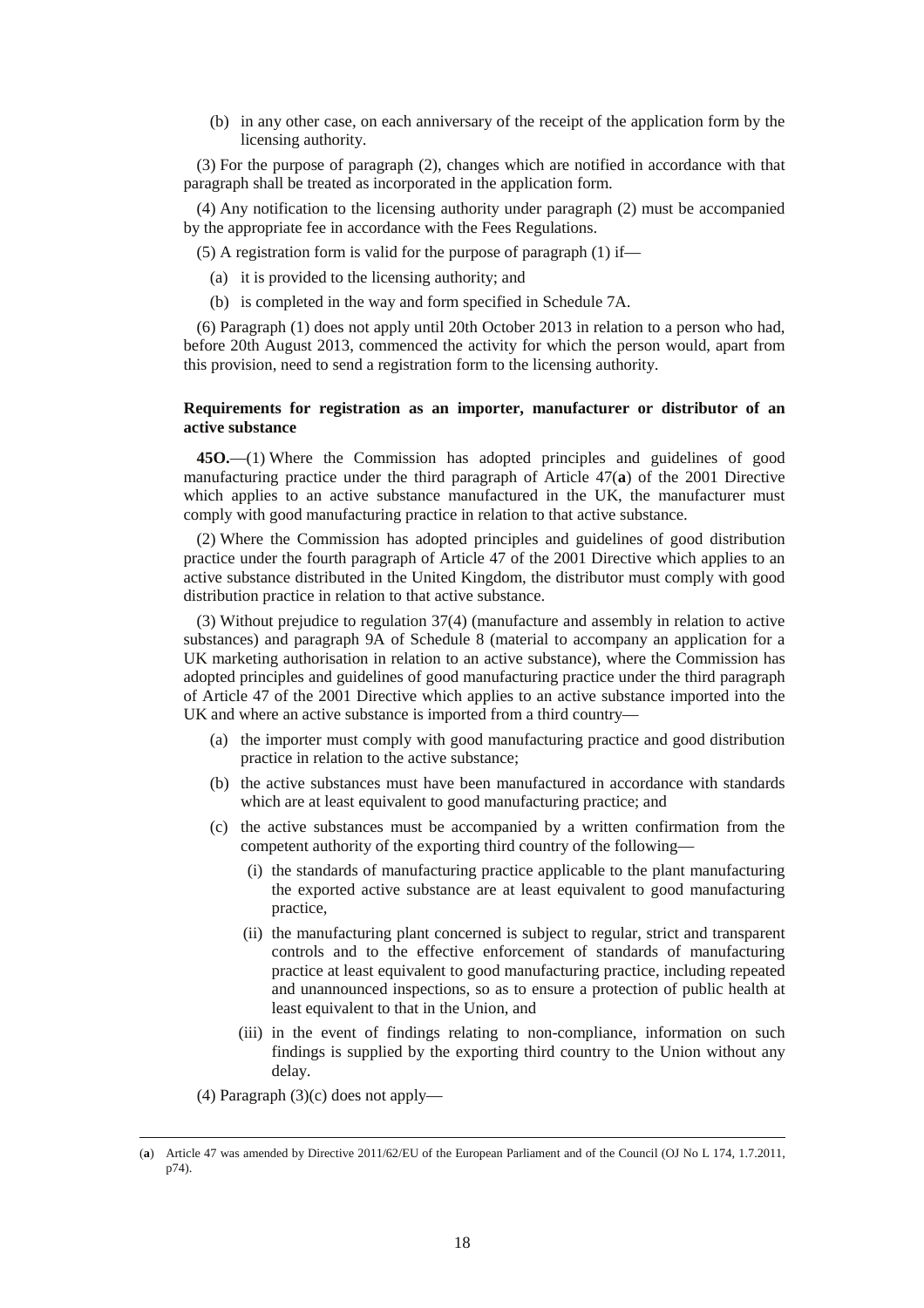(b) in any other case, on each anniversary of the receipt of the application form by the licensing authority.

(3) For the purpose of paragraph (2), changes which are notified in accordance with that paragraph shall be treated as incorporated in the application form.

(4) Any notification to the licensing authority under paragraph (2) must be accompanied by the appropriate fee in accordance with the Fees Regulations.

(5) A registration form is valid for the purpose of paragraph (1) if—

- (a) it is provided to the licensing authority; and
- (b) is completed in the way and form specified in Schedule 7A.

(6) Paragraph (1) does not apply until 20th October 2013 in relation to a person who had, before 20th August 2013, commenced the activity for which the person would, apart from this provision, need to send a registration form to the licensing authority.

### Requirements for registration as an importer, manufacturer or distributor of an active substance

**45O.**—(1) Where the Commission has adopted principles and guidelines of good manufacturing practice under the third paragraph of Article 47(**a**) of the 2001 Directive which applies to an active substance manufactured in the UK, the manufacturer must comply with good manufacturing practice in relation to that active substance.

(2) Where the Commission has adopted principles and guidelines of good distribution practice under the fourth paragraph of Article 47 of the 2001 Directive which applies to an active substance distributed in the United Kingdom, the distributor must comply with good distribution practice in relation to that active substance.

(3) Without prejudice to regulation 37(4) (manufacture and assembly in relation to active substances) and paragraph 9A of Schedule 8 (material to accompany an application for a UK marketing authorisation in relation to an active substance), where the Commission has adopted principles and guidelines of good manufacturing practice under the third paragraph of Article 47 of the 2001 Directive which applies to an active substance imported into the UK and where an active substance is imported from a third country—

- (a) the importer must comply with good manufacturing practice and good distribution practice in relation to the active substance;
- (b) the active substances must have been manufactured in accordance with standards which are at least equivalent to good manufacturing practice; and
- (c) the active substances must be accompanied by a written confirmation from the competent authority of the exporting third country of the following—
  - (i) the standards of manufacturing practice applicable to the plant manufacturing the exported active substance are at least equivalent to good manufacturing practice,
  - (ii) the manufacturing plant concerned is subject to regular, strict and transparent controls and to the effective enforcement of standards of manufacturing practice at least equivalent to good manufacturing practice, including repeated and unannounced inspections, so as to ensure a protection of public health at least equivalent to that in the Union, and
  - (iii) in the event of findings relating to non-compliance, information on such findings is supplied by the exporting third country to the Union without any delay.

(4) Paragraph (3)(c) does not apply—

---

(**a**) Article 47 was amended by Directive 2011/62/EU of the European Parliament and of the Council (OJ No L 174, 1.7.2011, p74).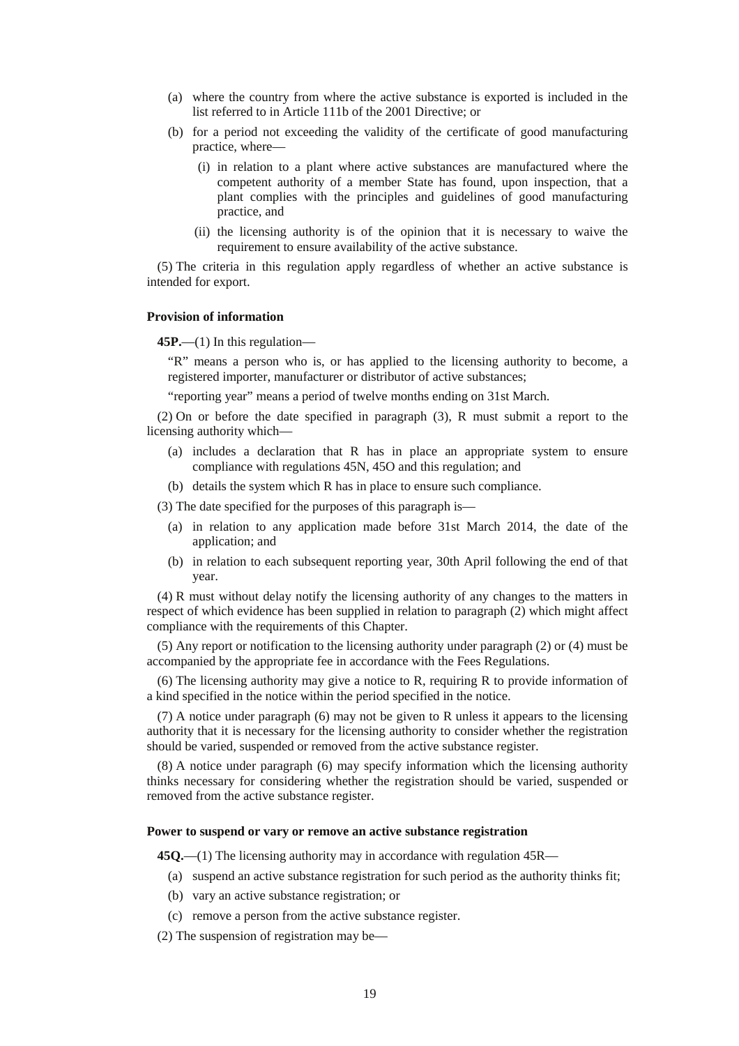- (a) where the country from where the active substance is exported is included in the list referred to in Article 111b of the 2001 Directive; or
- (b) for a period not exceeding the validity of the certificate of good manufacturing practice, where—
  - (i) in relation to a plant where active substances are manufactured where the competent authority of a member State has found, upon inspection, that a plant complies with the principles and guidelines of good manufacturing practice, and
  - (ii) the licensing authority is of the opinion that it is necessary to waive the requirement to ensure availability of the active substance.

(5) The criteria in this regulation apply regardless of whether an active substance is intended for export.

**Provision of information**

**45P.**—(1) In this regulation—

"R" means a person who is, or has applied to the licensing authority to become, a registered importer, manufacturer or distributor of active substances;

"reporting year" means a period of twelve months ending on 31st March.

(2) On or before the date specified in paragraph (3), R must submit a report to the licensing authority which—

- (a) includes a declaration that R has in place an appropriate system to ensure compliance with regulations 45N, 45O and this regulation; and
- (b) details the system which R has in place to ensure such compliance.

(3) The date specified for the purposes of this paragraph is—

- (a) in relation to any application made before 31st March 2014, the date of the application; and
- (b) in relation to each subsequent reporting year, 30th April following the end of that year.

(4) R must without delay notify the licensing authority of any changes to the matters in respect of which evidence has been supplied in relation to paragraph (2) which might affect compliance with the requirements of this Chapter.

(5) Any report or notification to the licensing authority under paragraph (2) or (4) must be accompanied by the appropriate fee in accordance with the Fees Regulations.

(6) The licensing authority may give a notice to R, requiring R to provide information of a kind specified in the notice within the period specified in the notice.

(7) A notice under paragraph (6) may not be given to R unless it appears to the licensing authority that it is necessary for the licensing authority to consider whether the registration should be varied, suspended or removed from the active substance register.

(8) A notice under paragraph (6) may specify information which the licensing authority thinks necessary for considering whether the registration should be varied, suspended or removed from the active substance register.

**Power to suspend or vary or remove an active substance registration**

**45Q.**—(1) The licensing authority may in accordance with regulation 45R—

- (a) suspend an active substance registration for such period as the authority thinks fit;
- (b) vary an active substance registration; or
- (c) remove a person from the active substance register.

(2) The suspension of registration may be—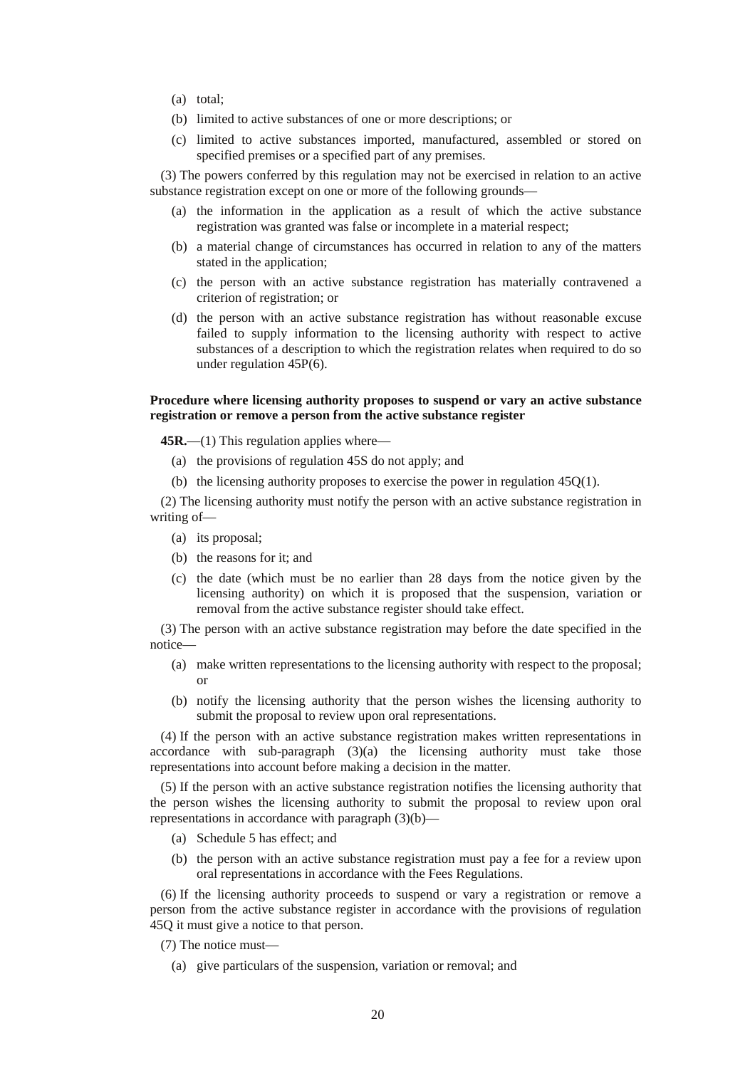(a) total;

(b) limited to active substances of one or more descriptions; or

(c) limited to active substances imported, manufactured, assembled or stored on specified premises or a specified part of any premises.

(3) The powers conferred by this regulation may not be exercised in relation to an active substance registration except on one or more of the following grounds—

(a) the information in the application as a result of which the active substance registration was granted was false or incomplete in a material respect;

(b) a material change of circumstances has occurred in relation to any of the matters stated in the application;

(c) the person with an active substance registration has materially contravened a criterion of registration; or

(d) the person with an active substance registration has without reasonable excuse failed to supply information to the licensing authority with respect to active substances of a description to which the registration relates when required to do so under regulation 45P(6).

**Procedure where licensing authority proposes to suspend or vary an active substance registration or remove a person from the active substance register**

**45R.**—(1) This regulation applies where—

(a) the provisions of regulation 45S do not apply; and

(b) the licensing authority proposes to exercise the power in regulation 45Q(1).

(2) The licensing authority must notify the person with an active substance registration in writing of—

(a) its proposal;

(b) the reasons for it; and

(c) the date (which must be no earlier than 28 days from the notice given by the licensing authority) on which it is proposed that the suspension, variation or removal from the active substance register should take effect.

(3) The person with an active substance registration may before the date specified in the notice—

(a) make written representations to the licensing authority with respect to the proposal; or

(b) notify the licensing authority that the person wishes the licensing authority to submit the proposal to review upon oral representations.

(4) If the person with an active substance registration makes written representations in accordance with sub-paragraph (3)(a) the licensing authority must take those representations into account before making a decision in the matter.

(5) If the person with an active substance registration notifies the licensing authority that the person wishes the licensing authority to submit the proposal to review upon oral representations in accordance with paragraph (3)(b)—

(a) Schedule 5 has effect; and

(b) the person with an active substance registration must pay a fee for a review upon oral representations in accordance with the Fees Regulations.

(6) If the licensing authority proceeds to suspend or vary a registration or remove a person from the active substance register in accordance with the provisions of regulation 45Q it must give a notice to that person.

(7) The notice must—

(a) give particulars of the suspension, variation or removal; and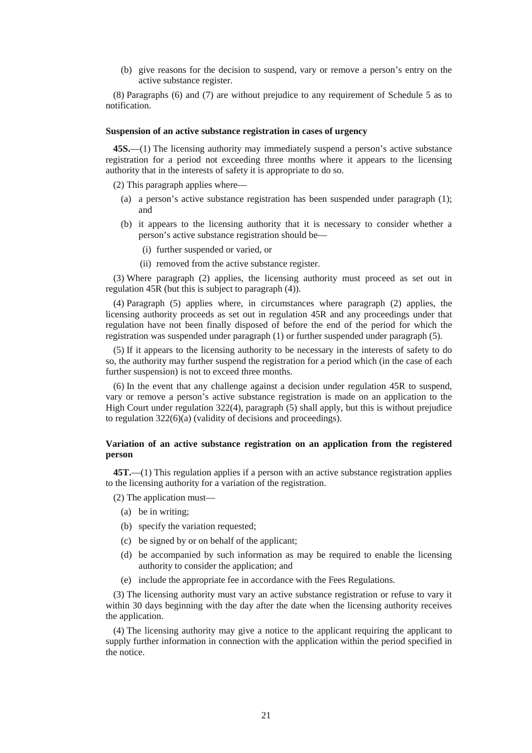(b) give reasons for the decision to suspend, vary or remove a person's entry on the active substance register.

(8) Paragraphs (6) and (7) are without prejudice to any requirement of Schedule 5 as to notification.

**Suspension of an active substance registration in cases of urgency**

**45S.**—(1) The licensing authority may immediately suspend a person's active substance registration for a period not exceeding three months where it appears to the licensing authority that in the interests of safety it is appropriate to do so.

(2) This paragraph applies where—

(a) a person's active substance registration has been suspended under paragraph (1); and

(b) it appears to the licensing authority that it is necessary to consider whether a person's active substance registration should be—

(i) further suspended or varied, or

(ii) removed from the active substance register.

(3) Where paragraph (2) applies, the licensing authority must proceed as set out in regulation 45R (but this is subject to paragraph (4)).

(4) Paragraph (5) applies where, in circumstances where paragraph (2) applies, the licensing authority proceeds as set out in regulation 45R and any proceedings under that regulation have not been finally disposed of before the end of the period for which the registration was suspended under paragraph (1) or further suspended under paragraph (5).

(5) If it appears to the licensing authority to be necessary in the interests of safety to do so, the authority may further suspend the registration for a period which (in the case of each further suspension) is not to exceed three months.

(6) In the event that any challenge against a decision under regulation 45R to suspend, vary or remove a person's active substance registration is made on an application to the High Court under regulation 322(4), paragraph (5) shall apply, but this is without prejudice to regulation 322(6)(a) (validity of decisions and proceedings).

**Variation of an active substance registration on an application from the registered person**

**45T.**—(1) This regulation applies if a person with an active substance registration applies to the licensing authority for a variation of the registration.

(2) The application must—

(a) be in writing;

(b) specify the variation requested;

(c) be signed by or on behalf of the applicant;

(d) be accompanied by such information as may be required to enable the licensing authority to consider the application; and

(e) include the appropriate fee in accordance with the Fees Regulations.

(3) The licensing authority must vary an active substance registration or refuse to vary it within 30 days beginning with the day after the date when the licensing authority receives the application.

(4) The licensing authority may give a notice to the applicant requiring the applicant to supply further information in connection with the application within the period specified in the notice.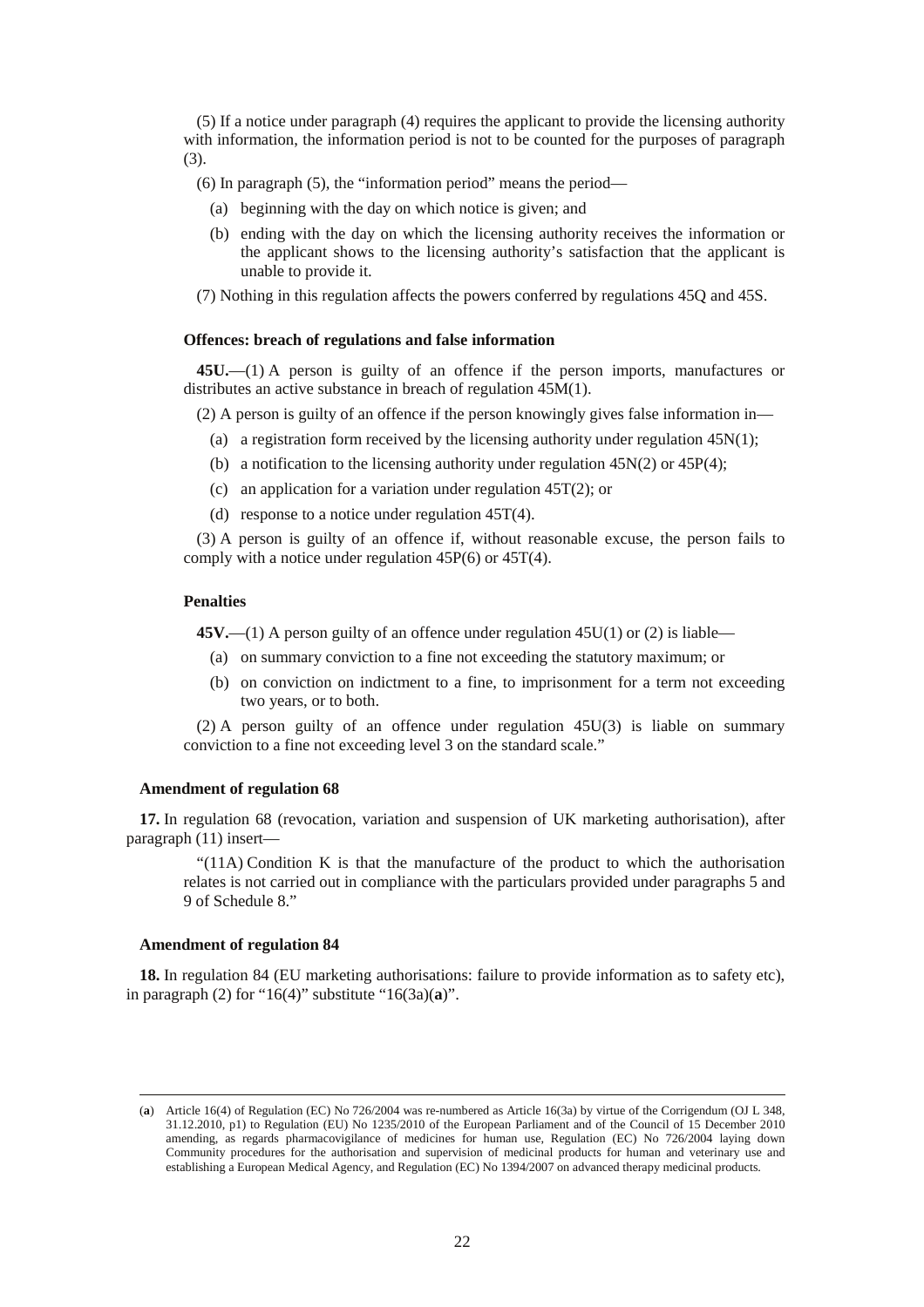(5) If a notice under paragraph (4) requires the applicant to provide the licensing authority with information, the information period is not to be counted for the purposes of paragraph (3).

(6) In paragraph (5), the "information period" means the period—

- (a) beginning with the day on which notice is given; and
- (b) ending with the day on which the licensing authority receives the information or the applicant shows to the licensing authority's satisfaction that the applicant is unable to provide it.

(7) Nothing in this regulation affects the powers conferred by regulations 45Q and 45S.

**Offences: breach of regulations and false information**

**45U.**—(1) A person is guilty of an offence if the person imports, manufactures or distributes an active substance in breach of regulation 45M(1).

(2) A person is guilty of an offence if the person knowingly gives false information in—

- (a) a registration form received by the licensing authority under regulation 45N(1);
- (b) a notification to the licensing authority under regulation 45N(2) or 45P(4);
- (c) an application for a variation under regulation 45T(2); or
- (d) response to a notice under regulation 45T(4).

(3) A person is guilty of an offence if, without reasonable excuse, the person fails to comply with a notice under regulation 45P(6) or 45T(4).

**Penalties**

**45V.**—(1) A person guilty of an offence under regulation 45U(1) or (2) is liable—

- (a) on summary conviction to a fine not exceeding the statutory maximum; or
- (b) on conviction on indictment to a fine, to imprisonment for a term not exceeding two years, or to both.

(2) A person guilty of an offence under regulation 45U(3) is liable on summary conviction to a fine not exceeding level 3 on the standard scale."

**Amendment of regulation 68**

**17.** In regulation 68 (revocation, variation and suspension of UK marketing authorisation), after paragraph (11) insert—

> "(11A) Condition K is that the manufacture of the product to which the authorisation relates is not carried out in compliance with the particulars provided under paragraphs 5 and 9 of Schedule 8."

**Amendment of regulation 84**

**18.** In regulation 84 (EU marketing authorisations: failure to provide information as to safety etc), in paragraph (2) for "16(4)" substitute "16(3a)(**a**)".

---

(**a**) Article 16(4) of Regulation (EC) No 726/2004 was re-numbered as Article 16(3a) by virtue of the Corrigendum (OJ L 348, 31.12.2010, p1) to Regulation (EU) No 1235/2010 of the European Parliament and of the Council of 15 December 2010 amending, as regards pharmacovigilance of medicines for human use, Regulation (EC) No 726/2004 laying down Community procedures for the authorisation and supervision of medicinal products for human and veterinary use and establishing a European Medical Agency, and Regulation (EC) No 1394/2007 on advanced therapy medicinal products.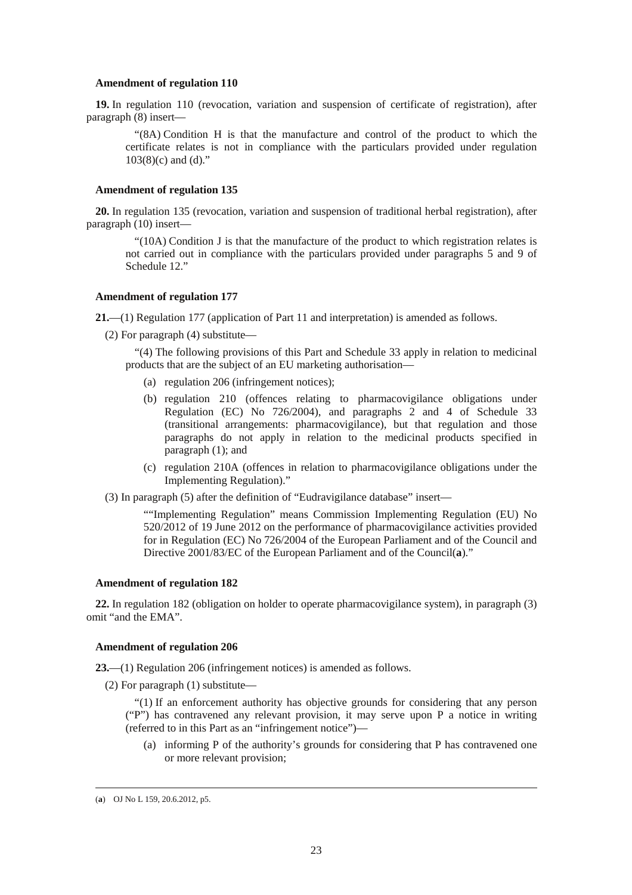**Amendment of regulation 110**

**19.** In regulation 110 (revocation, variation and suspension of certificate of registration), after paragraph (8) insert—

> "(8A) Condition H is that the manufacture and control of the product to which the certificate relates is not in compliance with the particulars provided under regulation 103(8)(c) and (d)."

**Amendment of regulation 135**

**20.** In regulation 135 (revocation, variation and suspension of traditional herbal registration), after paragraph (10) insert—

> "(10A) Condition J is that the manufacture of the product to which registration relates is not carried out in compliance with the particulars provided under paragraphs 5 and 9 of Schedule 12."

**Amendment of regulation 177**

**21.**—(1) Regulation 177 (application of Part 11 and interpretation) is amended as follows.

(2) For paragraph (4) substitute—

> "(4) The following provisions of this Part and Schedule 33 apply in relation to medicinal products that are the subject of an EU marketing authorisation—
>
> (a) regulation 206 (infringement notices);
>
> (b) regulation 210 (offences relating to pharmacovigilance obligations under Regulation (EC) No 726/2004), and paragraphs 2 and 4 of Schedule 33 (transitional arrangements: pharmacovigilance), but that regulation and those paragraphs do not apply in relation to the medicinal products specified in paragraph (1); and
>
> (c) regulation 210A (offences in relation to pharmacovigilance obligations under the Implementing Regulation)."

(3) In paragraph (5) after the definition of "Eudravigilance database" insert—

> ""Implementing Regulation" means Commission Implementing Regulation (EU) No 520/2012 of 19 June 2012 on the performance of pharmacovigilance activities provided for in Regulation (EC) No 726/2004 of the European Parliament and of the Council and Directive 2001/83/EC of the European Parliament and of the Council([a])."

**Amendment of regulation 182**

**22.** In regulation 182 (obligation on holder to operate pharmacovigilance system), in paragraph (3) omit "and the EMA".

**Amendment of regulation 206**

**23.**—(1) Regulation 206 (infringement notices) is amended as follows.

(2) For paragraph (1) substitute—

> "(1) If an enforcement authority has objective grounds for considering that any person ("P") has contravened any relevant provision, it may serve upon P a notice in writing (referred to in this Part as an "infringement notice")—
>
> (a) informing P of the authority's grounds for considering that P has contravened one or more relevant provision;

---

(a) OJ No L 159, 20.6.2012, p5.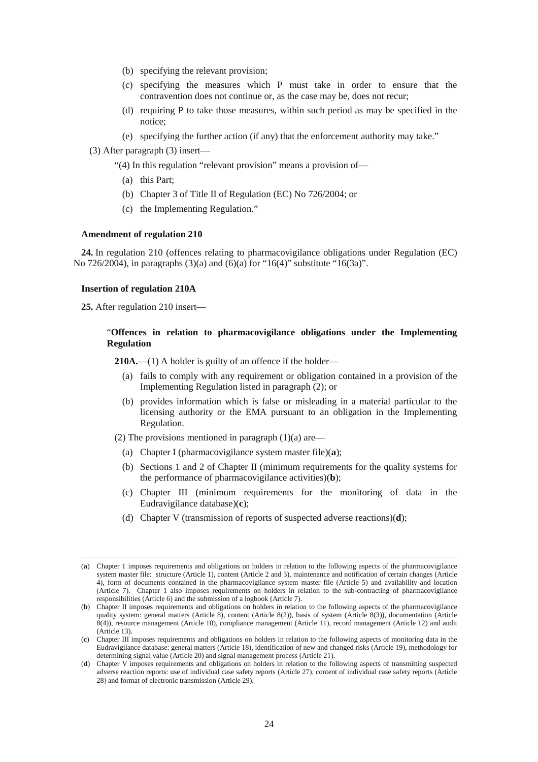(b) specifying the relevant provision;

(c) specifying the measures which P must take in order to ensure that the contravention does not continue or, as the case may be, does not recur;

(d) requiring P to take those measures, within such period as may be specified in the notice;

(e) specifying the further action (if any) that the enforcement authority may take."

(3) After paragraph (3) insert—

"(4) In this regulation "relevant provision" means a provision of—

(a) this Part;

(b) Chapter 3 of Title II of Regulation (EC) No 726/2004; or

(c) the Implementing Regulation."

**Amendment of regulation 210**

**24.** In regulation 210 (offences relating to pharmacovigilance obligations under Regulation (EC) No 726/2004), in paragraphs (3)(a) and (6)(a) for "16(4)" substitute "16(3a)".

**Insertion of regulation 210A**

**25.** After regulation 210 insert—

"**Offences in relation to pharmacovigilance obligations under the Implementing Regulation**

**210A.**—(1) A holder is guilty of an offence if the holder—

(a) fails to comply with any requirement or obligation contained in a provision of the Implementing Regulation listed in paragraph (2); or

(b) provides information which is false or misleading in a material particular to the licensing authority or the EMA pursuant to an obligation in the Implementing Regulation.

(2) The provisions mentioned in paragraph (1)(a) are—

(a) Chapter I (pharmacovigilance system master file)(**a**);

(b) Sections 1 and 2 of Chapter II (minimum requirements for the quality systems for the performance of pharmacovigilance activities)(**b**);

(c) Chapter III (minimum requirements for the monitoring of data in the Eudravigilance database)(**c**);

(d) Chapter V (transmission of reports of suspected adverse reactions)(**d**);

---

(**a**) Chapter 1 imposes requirements and obligations on holders in relation to the following aspects of the pharmacovigilance system master file: structure (Article 1), content (Article 2 and 3), maintenance and notification of certain changes (Article 4), form of documents contained in the pharmacovigilance system master file (Article 5) and availability and location (Article 7). Chapter 1 also imposes requirements on holders in relation to the sub-contracting of pharmacovigilance responsibilities (Article 6) and the submission of a logbook (Article 7).

(**b**) Chapter II imposes requirements and obligations on holders in relation to the following aspects of the pharmacovigilance quality system: general matters (Article 8), content (Article 8(2)), basis of system (Article 8(3)), documentation (Article 8(4)), resource management (Article 10), compliance management (Article 11), record management (Article 12) and audit (Article 13).

(**c**) Chapter III imposes requirements and obligations on holders in relation to the following aspects of monitoring data in the Eudravigilance database: general matters (Article 18), identification of new and changed risks (Article 19), methodology for determining signal value (Article 20) and signal management process (Article 21).

(**d**) Chapter V imposes requirements and obligations on holders in relation to the following aspects of transmitting suspected adverse reaction reports: use of individual case safety reports (Article 27), content of individual case safety reports (Article 28) and format of electronic transmission (Article 29).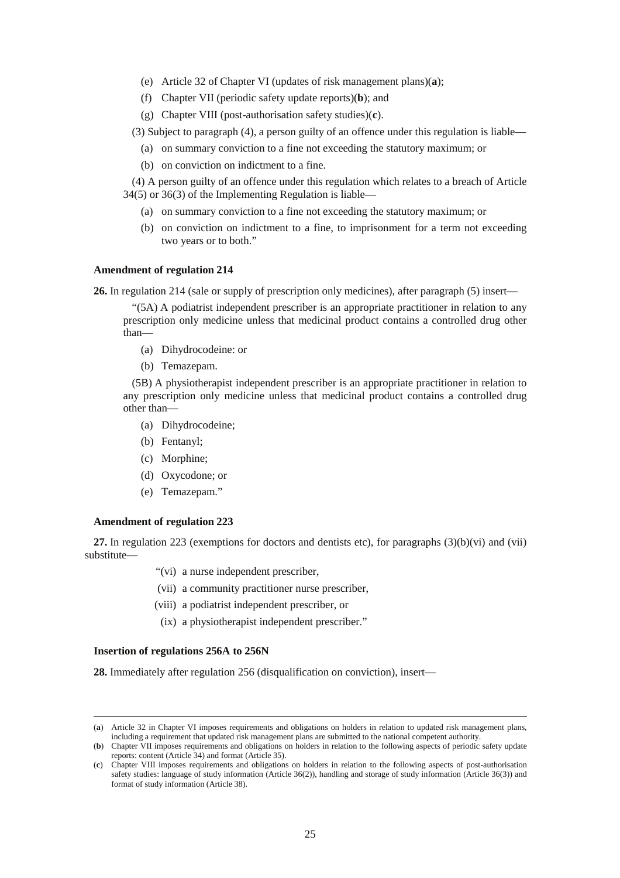(e) Article 32 of Chapter VI (updates of risk management plans)(**a**);

(f) Chapter VII (periodic safety update reports)(**b**); and

(g) Chapter VIII (post-authorisation safety studies)(**c**).

(3) Subject to paragraph (4), a person guilty of an offence under this regulation is liable—

(a) on summary conviction to a fine not exceeding the statutory maximum; or

(b) on conviction on indictment to a fine.

(4) A person guilty of an offence under this regulation which relates to a breach of Article 34(5) or 36(3) of the Implementing Regulation is liable—

(a) on summary conviction to a fine not exceeding the statutory maximum; or

(b) on conviction on indictment to a fine, to imprisonment for a term not exceeding two years or to both."

**Amendment of regulation 214**

**26.** In regulation 214 (sale or supply of prescription only medicines), after paragraph (5) insert—

"(5A) A podiatrist independent prescriber is an appropriate practitioner in relation to any prescription only medicine unless that medicinal product contains a controlled drug other than—

(a) Dihydrocodeine: or

(b) Temazepam.

(5B) A physiotherapist independent prescriber is an appropriate practitioner in relation to any prescription only medicine unless that medicinal product contains a controlled drug other than—

(a) Dihydrocodeine;

(b) Fentanyl;

(c) Morphine;

(d) Oxycodone; or

(e) Temazepam."

**Amendment of regulation 223**

**27.** In regulation 223 (exemptions for doctors and dentists etc), for paragraphs (3)(b)(vi) and (vii) substitute—

"(vi) a nurse independent prescriber,

(vii) a community practitioner nurse prescriber,

(viii) a podiatrist independent prescriber, or

(ix) a physiotherapist independent prescriber."

**Insertion of regulations 256A to 256N**

**28.** Immediately after regulation 256 (disqualification on conviction), insert—

---

(**a**) Article 32 in Chapter VI imposes requirements and obligations on holders in relation to updated risk management plans, including a requirement that updated risk management plans are submitted to the national competent authority.

(**b**) Chapter VII imposes requirements and obligations on holders in relation to the following aspects of periodic safety update reports: content (Article 34) and format (Article 35).

(**c**) Chapter VIII imposes requirements and obligations on holders in relation to the following aspects of post-authorisation safety studies: language of study information (Article 36(2)), handling and storage of study information (Article 36(3)) and format of study information (Article 38).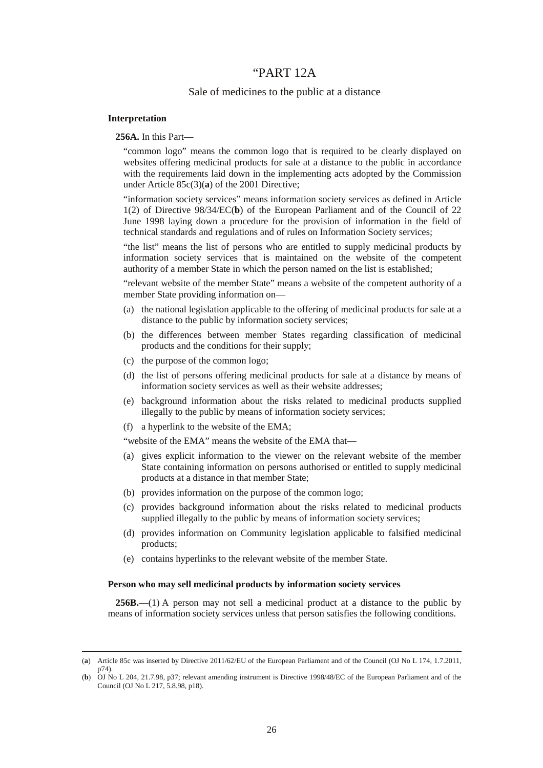# “PART 12A

## Sale of medicines to the public at a distance

### Interpretation

**256A.** In this Part—

“common logo” means the common logo that is required to be clearly displayed on websites offering medicinal products for sale at a distance to the public in accordance with the requirements laid down in the implementing acts adopted by the Commission under Article 85c(3)(**a**) of the 2001 Directive;

“information society services” means information society services as defined in Article 1(2) of Directive 98/34/EC(**b**) of the European Parliament and of the Council of 22 June 1998 laying down a procedure for the provision of information in the field of technical standards and regulations and of rules on Information Society services;

“the list” means the list of persons who are entitled to supply medicinal products by information society services that is maintained on the website of the competent authority of a member State in which the person named on the list is established;

“relevant website of the member State” means a website of the competent authority of a member State providing information on—

- (a) the national legislation applicable to the offering of medicinal products for sale at a distance to the public by information society services;
- (b) the differences between member States regarding classification of medicinal products and the conditions for their supply;
- (c) the purpose of the common logo;
- (d) the list of persons offering medicinal products for sale at a distance by means of information society services as well as their website addresses;
- (e) background information about the risks related to medicinal products supplied illegally to the public by means of information society services;
- (f) a hyperlink to the website of the EMA;

“website of the EMA” means the website of the EMA that—

- (a) gives explicit information to the viewer on the relevant website of the member State containing information on persons authorised or entitled to supply medicinal products at a distance in that member State;
- (b) provides information on the purpose of the common logo;
- (c) provides background information about the risks related to medicinal products supplied illegally to the public by means of information society services;
- (d) provides information on Community legislation applicable to falsified medicinal products;
- (e) contains hyperlinks to the relevant website of the member State.

### Person who may sell medicinal products by information society services

**256B.**—(1) A person may not sell a medicinal product at a distance to the public by means of information society services unless that person satisfies the following conditions.

---

(**a**) Article 85c was inserted by Directive 2011/62/EU of the European Parliament and of the Council (OJ No L 174, 1.7.2011, p74).

(**b**) OJ No L 204, 21.7.98, p37; relevant amending instrument is Directive 1998/48/EC of the European Parliament and of the Council (OJ No L 217, 5.8.98, p18).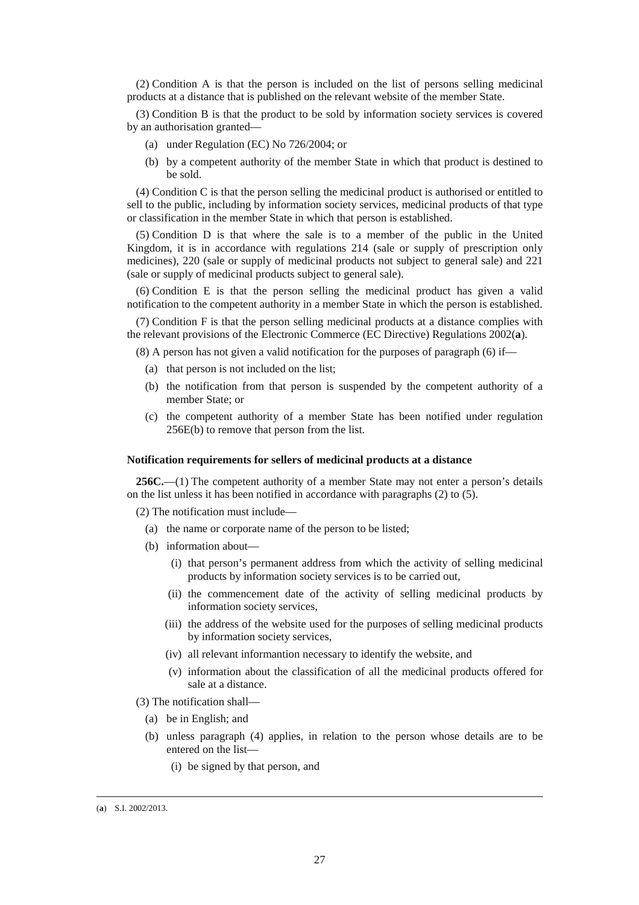(2) Condition A is that the person is included on the list of persons selling medicinal products at a distance that is published on the relevant website of the member State.

(3) Condition B is that the product to be sold by information society services is covered by an authorisation granted—

- (a) under Regulation (EC) No 726/2004; or
- (b) by a competent authority of the member State in which that product is destined to be sold.

(4) Condition C is that the person selling the medicinal product is authorised or entitled to sell to the public, including by information society services, medicinal products of that type or classification in the member State in which that person is established.

(5) Condition D is that where the sale is to a member of the public in the United Kingdom, it is in accordance with regulations 214 (sale or supply of prescription only medicines), 220 (sale or supply of medicinal products not subject to general sale) and 221 (sale or supply of medicinal products subject to general sale).

(6) Condition E is that the person selling the medicinal product has given a valid notification to the competent authority in a member State in which the person is established.

(7) Condition F is that the person selling medicinal products at a distance complies with the relevant provisions of the Electronic Commerce (EC Directive) Regulations 2002([a]).

(8) A person has not given a valid notification for the purposes of paragraph (6) if—

- (a) that person is not included on the list;
- (b) the notification from that person is suspended by the competent authority of a member State; or
- (c) the competent authority of a member State has been notified under regulation 256E(b) to remove that person from the list.

**Notification requirements for sellers of medicinal products at a distance**

**256C.**—(1) The competent authority of a member State may not enter a person's details on the list unless it has been notified in accordance with paragraphs (2) to (5).

(2) The notification must include—

- (a) the name or corporate name of the person to be listed;
- (b) information about—
  - (i) that person's permanent address from which the activity of selling medicinal products by information society services is to be carried out,
  - (ii) the commencement date of the activity of selling medicinal products by information society services,
  - (iii) the address of the website used for the purposes of selling medicinal products by information society services,
  - (iv) all relevant informantion necessary to identify the website, and
  - (v) information about the classification of all the medicinal products offered for sale at a distance.

(3) The notification shall—

- (a) be in English; and
- (b) unless paragraph (4) applies, in relation to the person whose details are to be entered on the list—
  - (i) be signed by that person, and

---

([a]) S.I. 2002/2013.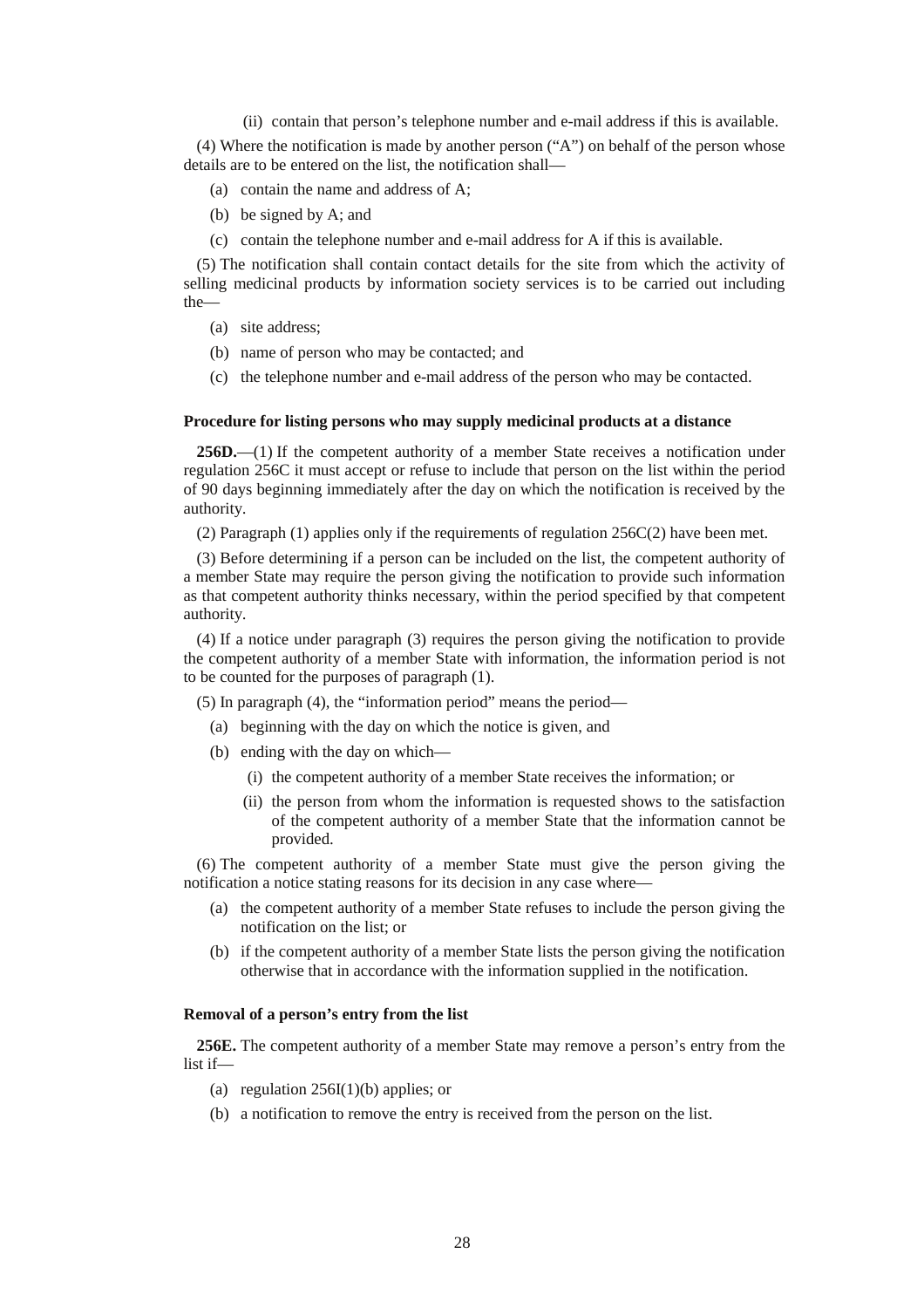(ii) contain that person's telephone number and e-mail address if this is available.

(4) Where the notification is made by another person ("A") on behalf of the person whose details are to be entered on the list, the notification shall—

(a) contain the name and address of A;

(b) be signed by A; and

(c) contain the telephone number and e-mail address for A if this is available.

(5) The notification shall contain contact details for the site from which the activity of selling medicinal products by information society services is to be carried out including the—

(a) site address;

(b) name of person who may be contacted; and

(c) the telephone number and e-mail address of the person who may be contacted.

**Procedure for listing persons who may supply medicinal products at a distance**

**256D.**—(1) If the competent authority of a member State receives a notification under regulation 256C it must accept or refuse to include that person on the list within the period of 90 days beginning immediately after the day on which the notification is received by the authority.

(2) Paragraph (1) applies only if the requirements of regulation 256C(2) have been met.

(3) Before determining if a person can be included on the list, the competent authority of a member State may require the person giving the notification to provide such information as that competent authority thinks necessary, within the period specified by that competent authority.

(4) If a notice under paragraph (3) requires the person giving the notification to provide the competent authority of a member State with information, the information period is not to be counted for the purposes of paragraph (1).

(5) In paragraph (4), the "information period" means the period—

(a) beginning with the day on which the notice is given, and

(b) ending with the day on which—

(i) the competent authority of a member State receives the information; or

(ii) the person from whom the information is requested shows to the satisfaction of the competent authority of a member State that the information cannot be provided.

(6) The competent authority of a member State must give the person giving the notification a notice stating reasons for its decision in any case where—

(a) the competent authority of a member State refuses to include the person giving the notification on the list; or

(b) if the competent authority of a member State lists the person giving the notification otherwise that in accordance with the information supplied in the notification.

**Removal of a person's entry from the list**

**256E.** The competent authority of a member State may remove a person's entry from the list if—

(a) regulation 256I(1)(b) applies; or

(b) a notification to remove the entry is received from the person on the list.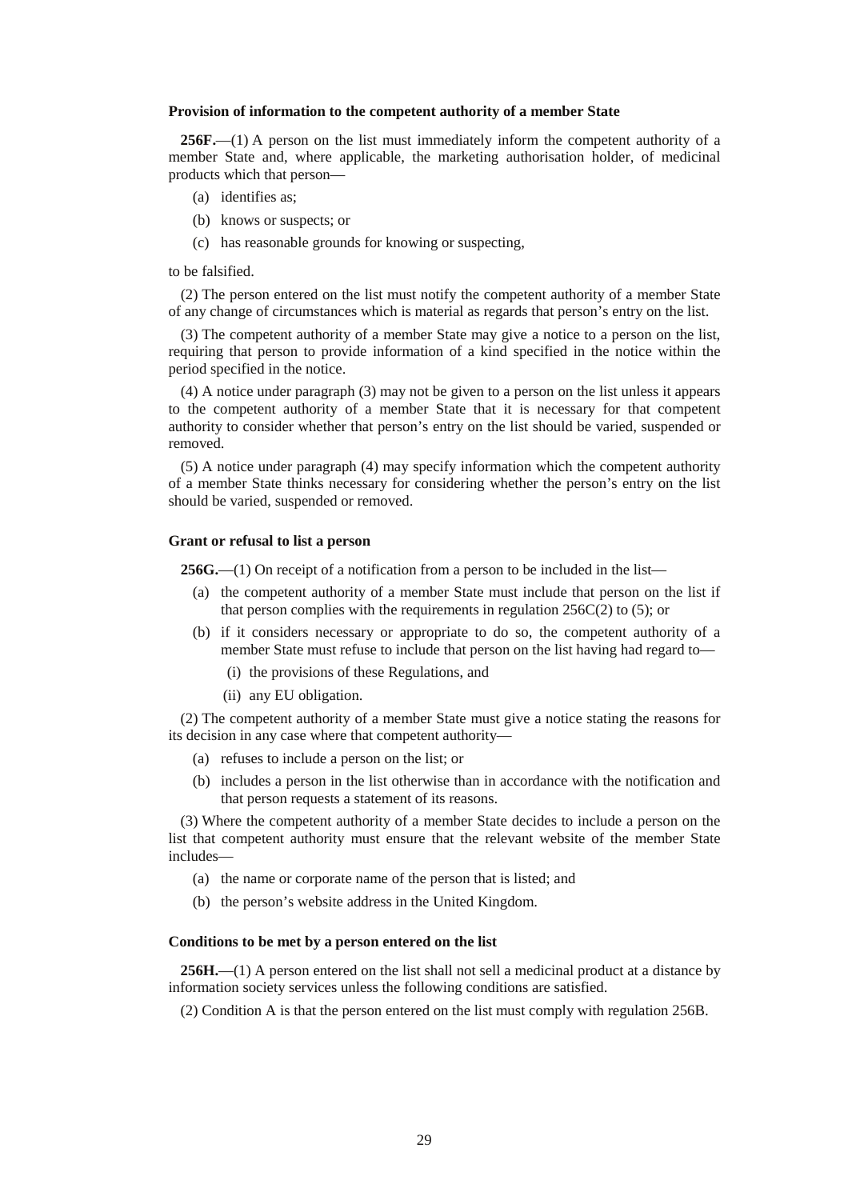**Provision of information to the competent authority of a member State**

**256F.**—(1) A person on the list must immediately inform the competent authority of a member State and, where applicable, the marketing authorisation holder, of medicinal products which that person—

(a) identifies as;

(b) knows or suspects; or

(c) has reasonable grounds for knowing or suspecting,

to be falsified.

(2) The person entered on the list must notify the competent authority of a member State of any change of circumstances which is material as regards that person's entry on the list.

(3) The competent authority of a member State may give a notice to a person on the list, requiring that person to provide information of a kind specified in the notice within the period specified in the notice.

(4) A notice under paragraph (3) may not be given to a person on the list unless it appears to the competent authority of a member State that it is necessary for that competent authority to consider whether that person's entry on the list should be varied, suspended or removed.

(5) A notice under paragraph (4) may specify information which the competent authority of a member State thinks necessary for considering whether the person's entry on the list should be varied, suspended or removed.

**Grant or refusal to list a person**

**256G.**—(1) On receipt of a notification from a person to be included in the list—

(a) the competent authority of a member State must include that person on the list if that person complies with the requirements in regulation 256C(2) to (5); or

(b) if it considers necessary or appropriate to do so, the competent authority of a member State must refuse to include that person on the list having had regard to—

(i) the provisions of these Regulations, and

(ii) any EU obligation.

(2) The competent authority of a member State must give a notice stating the reasons for its decision in any case where that competent authority—

(a) refuses to include a person on the list; or

(b) includes a person in the list otherwise than in accordance with the notification and that person requests a statement of its reasons.

(3) Where the competent authority of a member State decides to include a person on the list that competent authority must ensure that the relevant website of the member State includes—

(a) the name or corporate name of the person that is listed; and

(b) the person's website address in the United Kingdom.

**Conditions to be met by a person entered on the list**

**256H.**—(1) A person entered on the list shall not sell a medicinal product at a distance by information society services unless the following conditions are satisfied.

(2) Condition A is that the person entered on the list must comply with regulation 256B.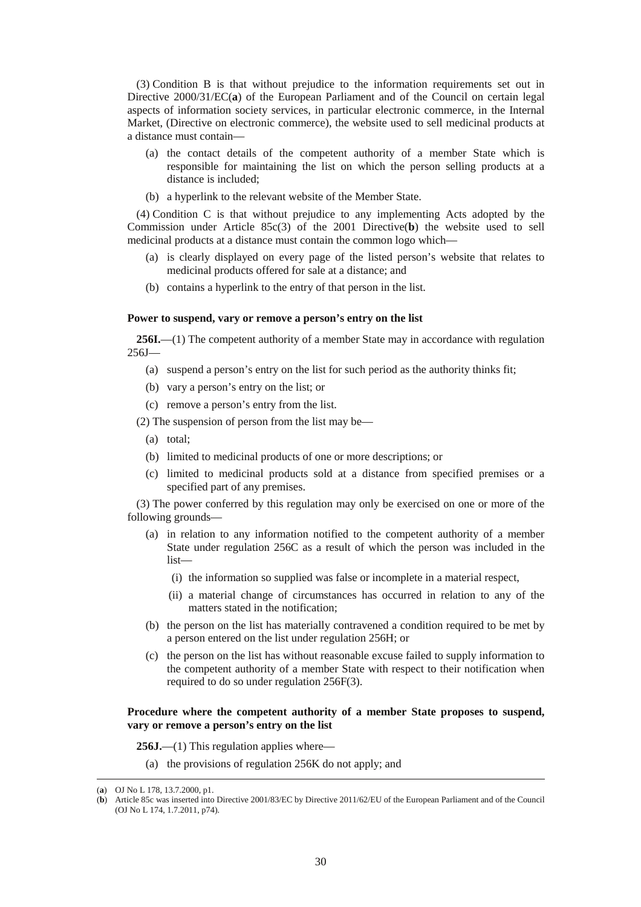(3) Condition B is that without prejudice to the information requirements set out in Directive 2000/31/EC(**a**) of the European Parliament and of the Council on certain legal aspects of information society services, in particular electronic commerce, in the Internal Market, (Directive on electronic commerce), the website used to sell medicinal products at a distance must contain—

- (a) the contact details of the competent authority of a member State which is responsible for maintaining the list on which the person selling products at a distance is included;
- (b) a hyperlink to the relevant website of the Member State.

(4) Condition C is that without prejudice to any implementing Acts adopted by the Commission under Article 85c(3) of the 2001 Directive(**b**) the website used to sell medicinal products at a distance must contain the common logo which—

- (a) is clearly displayed on every page of the listed person's website that relates to medicinal products offered for sale at a distance; and
- (b) contains a hyperlink to the entry of that person in the list.

**Power to suspend, vary or remove a person's entry on the list**

**256I.**—(1) The competent authority of a member State may in accordance with regulation 256J—

- (a) suspend a person's entry on the list for such period as the authority thinks fit;
- (b) vary a person's entry on the list; or
- (c) remove a person's entry from the list.

(2) The suspension of person from the list may be—

- (a) total;
- (b) limited to medicinal products of one or more descriptions; or
- (c) limited to medicinal products sold at a distance from specified premises or a specified part of any premises.

(3) The power conferred by this regulation may only be exercised on one or more of the following grounds—

- (a) in relation to any information notified to the competent authority of a member State under regulation 256C as a result of which the person was included in the list—
  - (i) the information so supplied was false or incomplete in a material respect,
  - (ii) a material change of circumstances has occurred in relation to any of the matters stated in the notification;
- (b) the person on the list has materially contravened a condition required to be met by a person entered on the list under regulation 256H; or
- (c) the person on the list has without reasonable excuse failed to supply information to the competent authority of a member State with respect to their notification when required to do so under regulation 256F(3).

**Procedure where the competent authority of a member State proposes to suspend, vary or remove a person's entry on the list**

**256J.**—(1) This regulation applies where—

- (a) the provisions of regulation 256K do not apply; and

---

(**a**) OJ No L 178, 13.7.2000, p1.

(**b**) Article 85c was inserted into Directive 2001/83/EC by Directive 2011/62/EU of the European Parliament and of the Council (OJ No L 174, 1.7.2011, p74).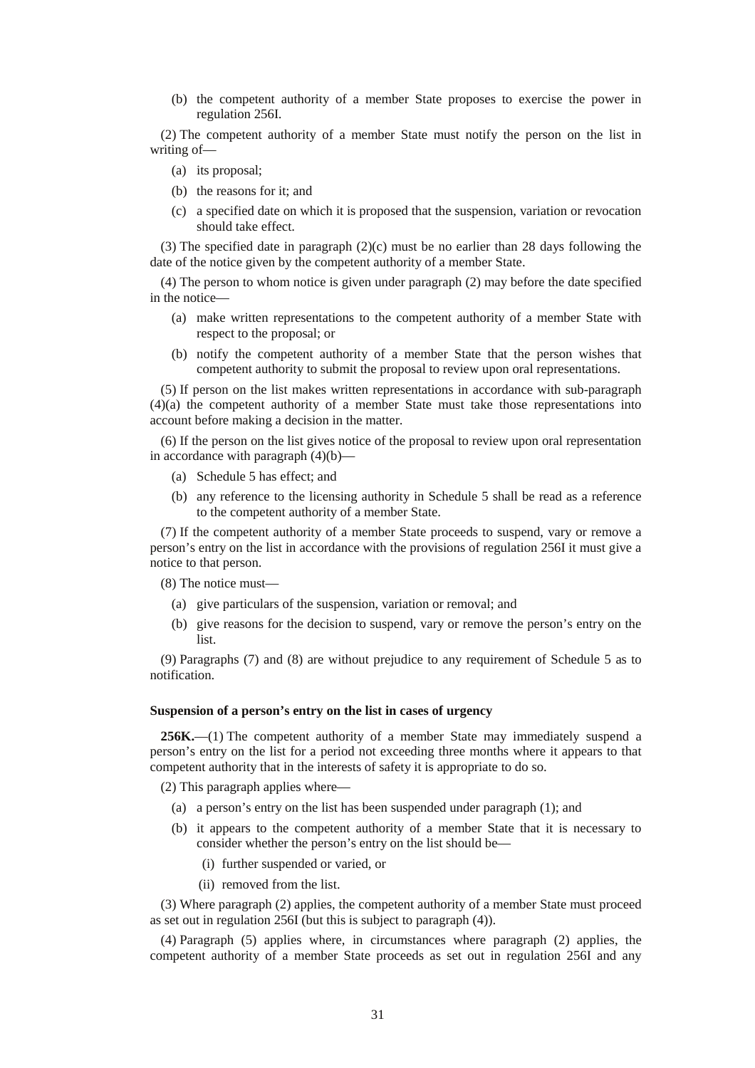(b) the competent authority of a member State proposes to exercise the power in regulation 256I.

(2) The competent authority of a member State must notify the person on the list in writing of—

(a) its proposal;

(b) the reasons for it; and

(c) a specified date on which it is proposed that the suspension, variation or revocation should take effect.

(3) The specified date in paragraph (2)(c) must be no earlier than 28 days following the date of the notice given by the competent authority of a member State.

(4) The person to whom notice is given under paragraph (2) may before the date specified in the notice—

(a) make written representations to the competent authority of a member State with respect to the proposal; or

(b) notify the competent authority of a member State that the person wishes that competent authority to submit the proposal to review upon oral representations.

(5) If person on the list makes written representations in accordance with sub-paragraph (4)(a) the competent authority of a member State must take those representations into account before making a decision in the matter.

(6) If the person on the list gives notice of the proposal to review upon oral representation in accordance with paragraph (4)(b)—

(a) Schedule 5 has effect; and

(b) any reference to the licensing authority in Schedule 5 shall be read as a reference to the competent authority of a member State.

(7) If the competent authority of a member State proceeds to suspend, vary or remove a person's entry on the list in accordance with the provisions of regulation 256I it must give a notice to that person.

(8) The notice must—

(a) give particulars of the suspension, variation or removal; and

(b) give reasons for the decision to suspend, vary or remove the person's entry on the list.

(9) Paragraphs (7) and (8) are without prejudice to any requirement of Schedule 5 as to notification.

**Suspension of a person's entry on the list in cases of urgency**

**256K.**—(1) The competent authority of a member State may immediately suspend a person's entry on the list for a period not exceeding three months where it appears to that competent authority that in the interests of safety it is appropriate to do so.

(2) This paragraph applies where—

(a) a person's entry on the list has been suspended under paragraph (1); and

(b) it appears to the competent authority of a member State that it is necessary to consider whether the person's entry on the list should be—

(i) further suspended or varied, or

(ii) removed from the list.

(3) Where paragraph (2) applies, the competent authority of a member State must proceed as set out in regulation 256I (but this is subject to paragraph (4)).

(4) Paragraph (5) applies where, in circumstances where paragraph (2) applies, the competent authority of a member State proceeds as set out in regulation 256I and any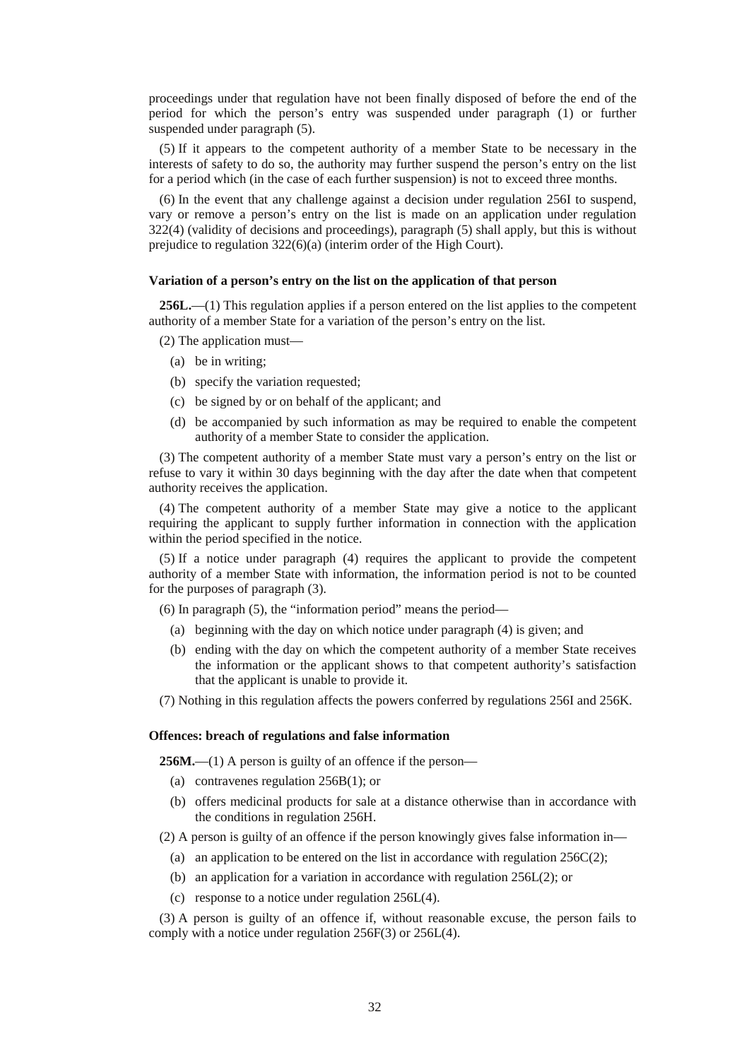proceedings under that regulation have not been finally disposed of before the end of the period for which the person's entry was suspended under paragraph (1) or further suspended under paragraph (5).

(5) If it appears to the competent authority of a member State to be necessary in the interests of safety to do so, the authority may further suspend the person's entry on the list for a period which (in the case of each further suspension) is not to exceed three months.

(6) In the event that any challenge against a decision under regulation 256I to suspend, vary or remove a person's entry on the list is made on an application under regulation 322(4) (validity of decisions and proceedings), paragraph (5) shall apply, but this is without prejudice to regulation 322(6)(a) (interim order of the High Court).

**Variation of a person's entry on the list on the application of that person**

**256L.**—(1) This regulation applies if a person entered on the list applies to the competent authority of a member State for a variation of the person's entry on the list.

(2) The application must—

- (a) be in writing;
- (b) specify the variation requested;
- (c) be signed by or on behalf of the applicant; and
- (d) be accompanied by such information as may be required to enable the competent authority of a member State to consider the application.

(3) The competent authority of a member State must vary a person's entry on the list or refuse to vary it within 30 days beginning with the day after the date when that competent authority receives the application.

(4) The competent authority of a member State may give a notice to the applicant requiring the applicant to supply further information in connection with the application within the period specified in the notice.

(5) If a notice under paragraph (4) requires the applicant to provide the competent authority of a member State with information, the information period is not to be counted for the purposes of paragraph (3).

(6) In paragraph (5), the "information period" means the period—

- (a) beginning with the day on which notice under paragraph (4) is given; and
- (b) ending with the day on which the competent authority of a member State receives the information or the applicant shows to that competent authority's satisfaction that the applicant is unable to provide it.

(7) Nothing in this regulation affects the powers conferred by regulations 256I and 256K.

**Offences: breach of regulations and false information**

**256M.**—(1) A person is guilty of an offence if the person—

- (a) contravenes regulation 256B(1); or
- (b) offers medicinal products for sale at a distance otherwise than in accordance with the conditions in regulation 256H.

(2) A person is guilty of an offence if the person knowingly gives false information in—

- (a) an application to be entered on the list in accordance with regulation 256C(2);
- (b) an application for a variation in accordance with regulation 256L(2); or
- (c) response to a notice under regulation 256L(4).

(3) A person is guilty of an offence if, without reasonable excuse, the person fails to comply with a notice under regulation 256F(3) or 256L(4).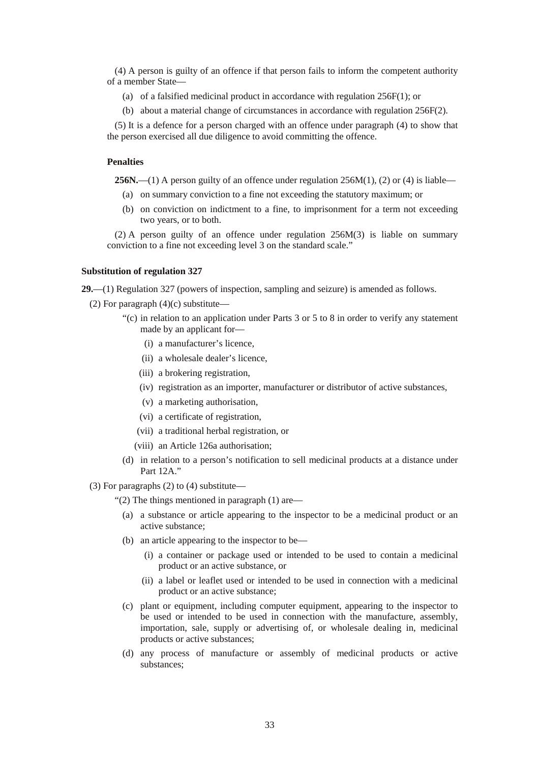(4) A person is guilty of an offence if that person fails to inform the competent authority of a member State—

(a) of a falsified medicinal product in accordance with regulation 256F(1); or

(b) about a material change of circumstances in accordance with regulation 256F(2).

(5) It is a defence for a person charged with an offence under paragraph (4) to show that the person exercised all due diligence to avoid committing the offence.

**Penalties**

**256N.**—(1) A person guilty of an offence under regulation 256M(1), (2) or (4) is liable—

(a) on summary conviction to a fine not exceeding the statutory maximum; or

(b) on conviction on indictment to a fine, to imprisonment for a term not exceeding two years, or to both.

(2) A person guilty of an offence under regulation 256M(3) is liable on summary conviction to a fine not exceeding level 3 on the standard scale."

**Substitution of regulation 327**

**29.**—(1) Regulation 327 (powers of inspection, sampling and seizure) is amended as follows.

(2) For paragraph (4)(c) substitute—

"(c) in relation to an application under Parts 3 or 5 to 8 in order to verify any statement made by an applicant for—

(i) a manufacturer's licence,

(ii) a wholesale dealer's licence,

(iii) a brokering registration,

(iv) registration as an importer, manufacturer or distributor of active substances,

(v) a marketing authorisation,

(vi) a certificate of registration,

(vii) a traditional herbal registration, or

(viii) an Article 126a authorisation;

(d) in relation to a person's notification to sell medicinal products at a distance under Part 12A."

(3) For paragraphs (2) to (4) substitute—

"(2) The things mentioned in paragraph (1) are—

(a) a substance or article appearing to the inspector to be a medicinal product or an active substance;

(b) an article appearing to the inspector to be—

(i) a container or package used or intended to be used to contain a medicinal product or an active substance, or

(ii) a label or leaflet used or intended to be used in connection with a medicinal product or an active substance;

(c) plant or equipment, including computer equipment, appearing to the inspector to be used or intended to be used in connection with the manufacture, assembly, importation, sale, supply or advertising of, or wholesale dealing in, medicinal products or active substances;

(d) any process of manufacture or assembly of medicinal products or active substances;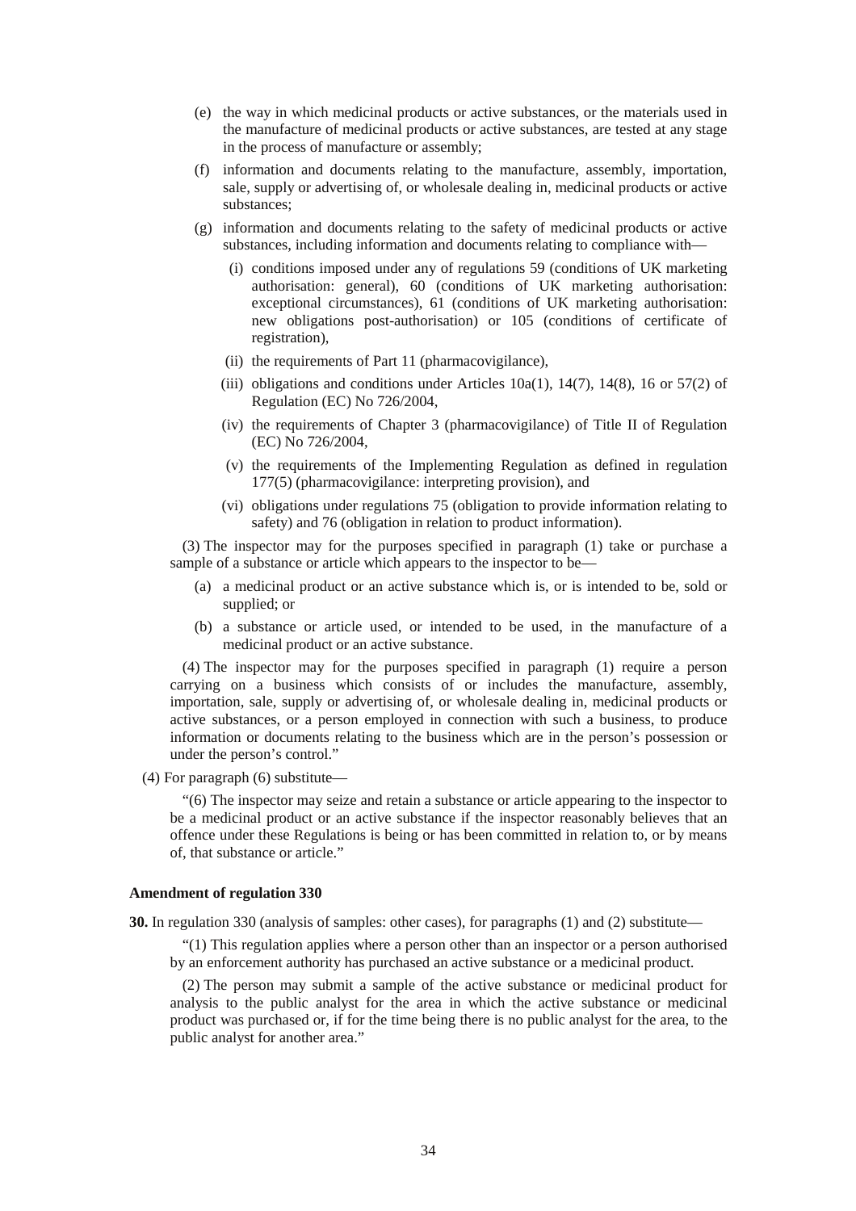(e) the way in which medicinal products or active substances, or the materials used in the manufacture of medicinal products or active substances, are tested at any stage in the process of manufacture or assembly;

(f) information and documents relating to the manufacture, assembly, importation, sale, supply or advertising of, or wholesale dealing in, medicinal products or active substances;

(g) information and documents relating to the safety of medicinal products or active substances, including information and documents relating to compliance with—

(i) conditions imposed under any of regulations 59 (conditions of UK marketing authorisation: general), 60 (conditions of UK marketing authorisation: exceptional circumstances), 61 (conditions of UK marketing authorisation: new obligations post-authorisation) or 105 (conditions of certificate of registration),

(ii) the requirements of Part 11 (pharmacovigilance),

(iii) obligations and conditions under Articles 10a(1), 14(7), 14(8), 16 or 57(2) of Regulation (EC) No 726/2004,

(iv) the requirements of Chapter 3 (pharmacovigilance) of Title II of Regulation (EC) No 726/2004,

(v) the requirements of the Implementing Regulation as defined in regulation 177(5) (pharmacovigilance: interpreting provision), and

(vi) obligations under regulations 75 (obligation to provide information relating to safety) and 76 (obligation in relation to product information).

(3) The inspector may for the purposes specified in paragraph (1) take or purchase a sample of a substance or article which appears to the inspector to be—

(a) a medicinal product or an active substance which is, or is intended to be, sold or supplied; or

(b) a substance or article used, or intended to be used, in the manufacture of a medicinal product or an active substance.

(4) The inspector may for the purposes specified in paragraph (1) require a person carrying on a business which consists of or includes the manufacture, assembly, importation, sale, supply or advertising of, or wholesale dealing in, medicinal products or active substances, or a person employed in connection with such a business, to produce information or documents relating to the business which are in the person's possession or under the person's control."

(4) For paragraph (6) substitute—

"(6) The inspector may seize and retain a substance or article appearing to the inspector to be a medicinal product or an active substance if the inspector reasonably believes that an offence under these Regulations is being or has been committed in relation to, or by means of, that substance or article."

**Amendment of regulation 330**

**30.** In regulation 330 (analysis of samples: other cases), for paragraphs (1) and (2) substitute—

"(1) This regulation applies where a person other than an inspector or a person authorised by an enforcement authority has purchased an active substance or a medicinal product.

(2) The person may submit a sample of the active substance or medicinal product for analysis to the public analyst for the area in which the active substance or medicinal product was purchased or, if for the time being there is no public analyst for the area, to the public analyst for another area."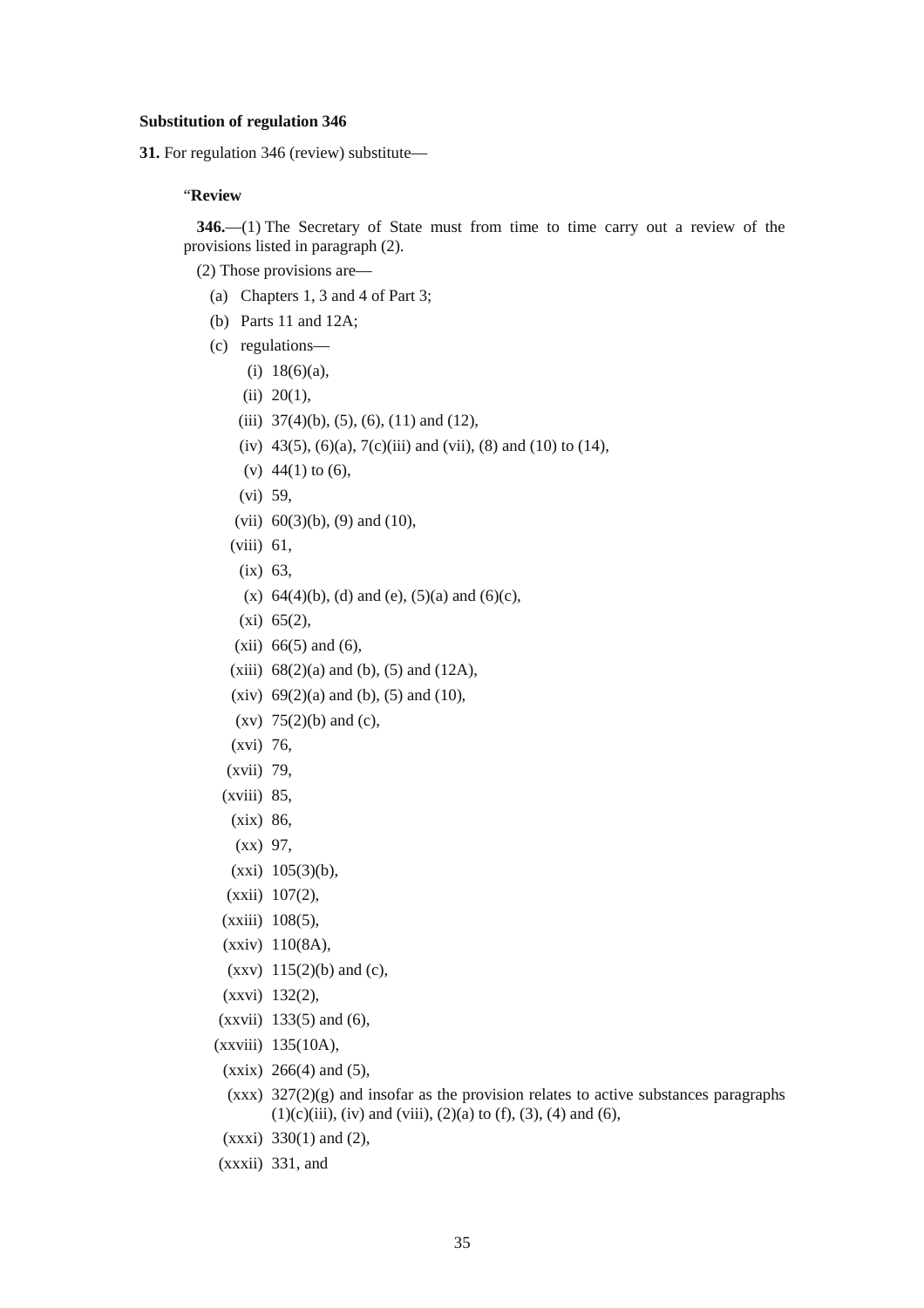**Substitution of regulation 346**

**31.** For regulation 346 (review) substitute—

"**Review**

**346.**—(1) The Secretary of State must from time to time carry out a review of the provisions listed in paragraph (2).

(2) Those provisions are—

(a) Chapters 1, 3 and 4 of Part 3;

(b) Parts 11 and 12A;

(c) regulations—

(i) 18(6)(a),

(ii) 20(1),

(iii) 37(4)(b), (5), (6), (11) and (12),

(iv) 43(5), (6)(a), 7(c)(iii) and (vii), (8) and (10) to (14),

(v) 44(1) to (6),

(vi) 59,

(vii) 60(3)(b), (9) and (10),

(viii) 61,

(ix) 63,

(x) 64(4)(b), (d) and (e), (5)(a) and (6)(c),

(xi) 65(2),

(xii) 66(5) and (6),

(xiii) 68(2)(a) and (b), (5) and (12A),

(xiv) 69(2)(a) and (b), (5) and (10),

(xv) 75(2)(b) and (c),

(xvi) 76,

(xvii) 79,

(xviii) 85,

(xix) 86,

(xx) 97,

(xxi) 105(3)(b),

(xxii) 107(2),

(xxiii) 108(5),

(xxiv) 110(8A),

(xxv) 115(2)(b) and (c),

(xxvi) 132(2),

(xxvii) 133(5) and (6),

(xxviii) 135(10A),

(xxix) 266(4) and (5),

(xxx) 327(2)(g) and insofar as the provision relates to active substances paragraphs (1)(c)(iii), (iv) and (viii), (2)(a) to (f), (3), (4) and (6),

(xxxi) 330(1) and (2),

(xxxii) 331, and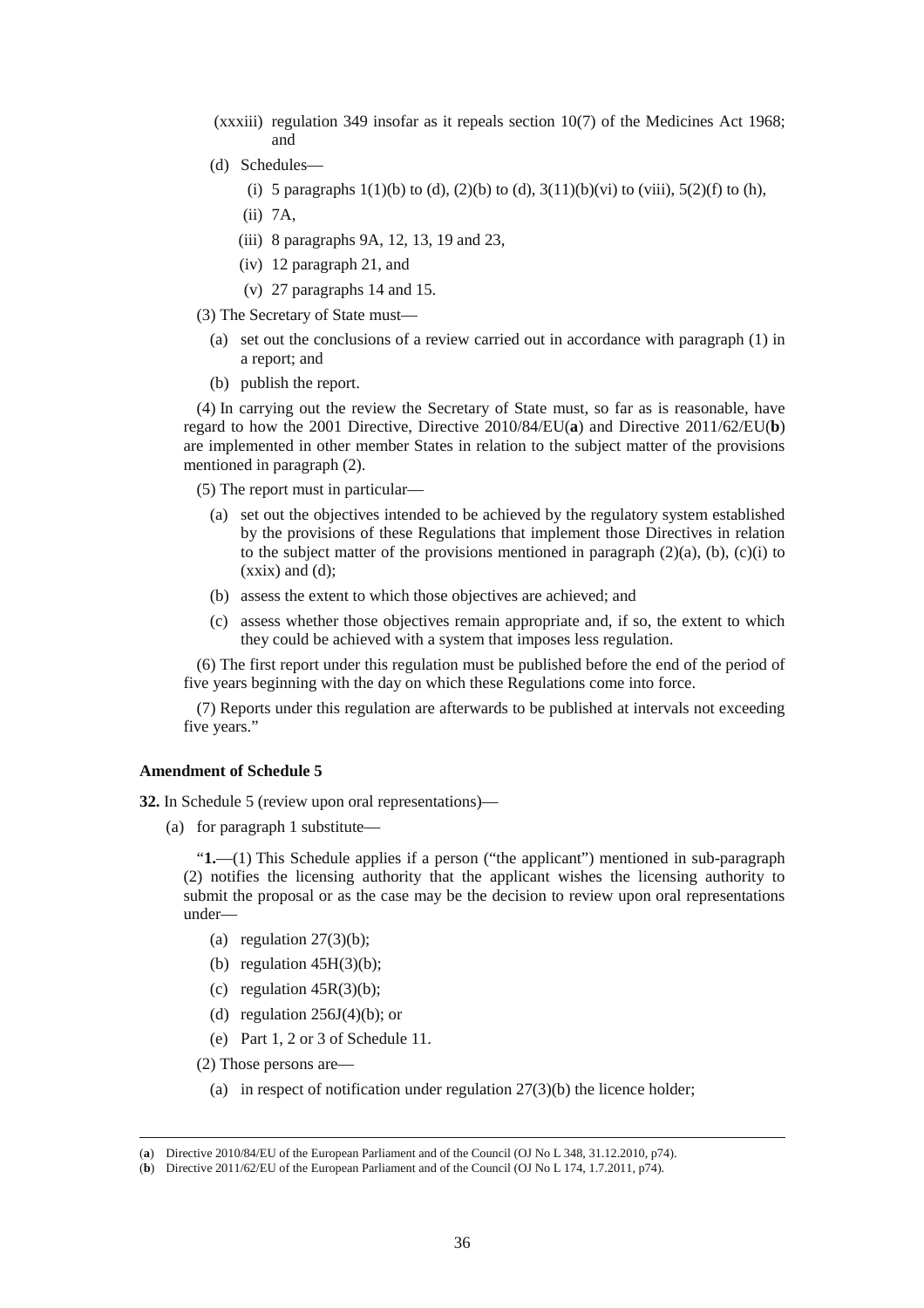(xxxiii) regulation 349 insofar as it repeals section 10(7) of the Medicines Act 1968; and

(d) Schedules—

(i) 5 paragraphs 1(1)(b) to (d), (2)(b) to (d), 3(11)(b)(vi) to (viii), 5(2)(f) to (h),

(ii) 7A,

(iii) 8 paragraphs 9A, 12, 13, 19 and 23,

(iv) 12 paragraph 21, and

(v) 27 paragraphs 14 and 15.

(3) The Secretary of State must—

(a) set out the conclusions of a review carried out in accordance with paragraph (1) in a report; and

(b) publish the report.

(4) In carrying out the review the Secretary of State must, so far as is reasonable, have regard to how the 2001 Directive, Directive 2010/84/EU(**a**) and Directive 2011/62/EU(**b**) are implemented in other member States in relation to the subject matter of the provisions mentioned in paragraph (2).

(5) The report must in particular—

(a) set out the objectives intended to be achieved by the regulatory system established by the provisions of these Regulations that implement those Directives in relation to the subject matter of the provisions mentioned in paragraph (2)(a), (b), (c)(i) to (xxix) and (d);

(b) assess the extent to which those objectives are achieved; and

(c) assess whether those objectives remain appropriate and, if so, the extent to which they could be achieved with a system that imposes less regulation.

(6) The first report under this regulation must be published before the end of the period of five years beginning with the day on which these Regulations come into force.

(7) Reports under this regulation are afterwards to be published at intervals not exceeding five years."

**Amendment of Schedule 5**

**32.** In Schedule 5 (review upon oral representations)—

(a) for paragraph 1 substitute—

"**1.**—(1) This Schedule applies if a person ("the applicant") mentioned in sub-paragraph (2) notifies the licensing authority that the applicant wishes the licensing authority to submit the proposal or as the case may be the decision to review upon oral representations under—

(a) regulation 27(3)(b);

(b) regulation 45H(3)(b);

(c) regulation 45R(3)(b);

(d) regulation 256J(4)(b); or

(e) Part 1, 2 or 3 of Schedule 11.

(2) Those persons are—

(a) in respect of notification under regulation 27(3)(b) the licence holder;

---

(**a**) Directive 2010/84/EU of the European Parliament and of the Council (OJ No L 348, 31.12.2010, p74).

(**b**) Directive 2011/62/EU of the European Parliament and of the Council (OJ No L 174, 1.7.2011, p74).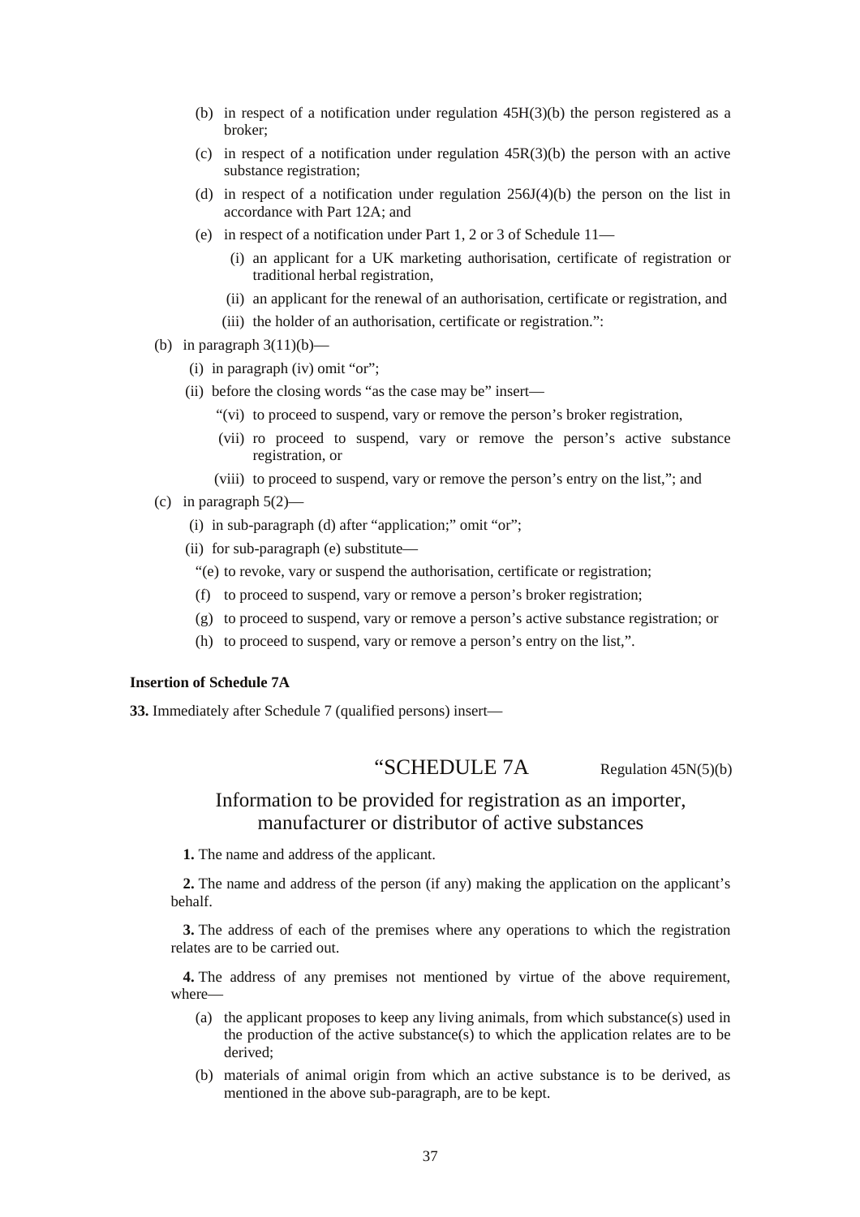(b) in respect of a notification under regulation 45H(3)(b) the person registered as a broker;

(c) in respect of a notification under regulation 45R(3)(b) the person with an active substance registration;

(d) in respect of a notification under regulation 256J(4)(b) the person on the list in accordance with Part 12A; and

(e) in respect of a notification under Part 1, 2 or 3 of Schedule 11—

(i) an applicant for a UK marketing authorisation, certificate of registration or traditional herbal registration,

(ii) an applicant for the renewal of an authorisation, certificate or registration, and

(iii) the holder of an authorisation, certificate or registration.":

(b) in paragraph 3(11)(b)—

(i) in paragraph (iv) omit "or";

(ii) before the closing words "as the case may be" insert—

"(vi) to proceed to suspend, vary or remove the person's broker registration,

(vii) ro proceed to suspend, vary or remove the person's active substance registration, or

(viii) to proceed to suspend, vary or remove the person's entry on the list,"; and

(c) in paragraph 5(2)—

(i) in sub-paragraph (d) after "application;" omit "or";

(ii) for sub-paragraph (e) substitute—

"(e) to revoke, vary or suspend the authorisation, certificate or registration;

(f) to proceed to suspend, vary or remove a person's broker registration;

(g) to proceed to suspend, vary or remove a person's active substance registration; or

(h) to proceed to suspend, vary or remove a person's entry on the list,".

**Insertion of Schedule 7A**

**33.** Immediately after Schedule 7 (qualified persons) insert—

## "SCHEDULE 7A

Regulation 45N(5)(b)

## Information to be provided for registration as an importer, manufacturer or distributor of active substances

**1.** The name and address of the applicant.

**2.** The name and address of the person (if any) making the application on the applicant's behalf.

**3.** The address of each of the premises where any operations to which the registration relates are to be carried out.

**4.** The address of any premises not mentioned by virtue of the above requirement, where—

(a) the applicant proposes to keep any living animals, from which substance(s) used in the production of the active substance(s) to which the application relates are to be derived;

(b) materials of animal origin from which an active substance is to be derived, as mentioned in the above sub-paragraph, are to be kept.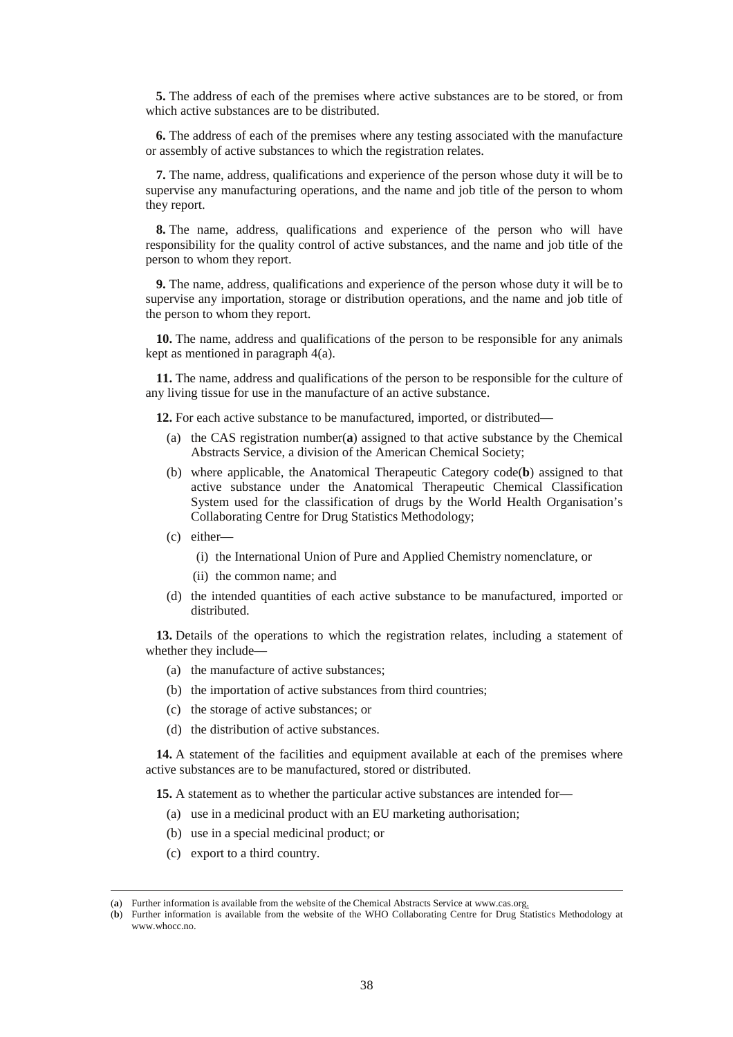**5.** The address of each of the premises where active substances are to be stored, or from which active substances are to be distributed.

**6.** The address of each of the premises where any testing associated with the manufacture or assembly of active substances to which the registration relates.

**7.** The name, address, qualifications and experience of the person whose duty it will be to supervise any manufacturing operations, and the name and job title of the person to whom they report.

**8.** The name, address, qualifications and experience of the person who will have responsibility for the quality control of active substances, and the name and job title of the person to whom they report.

**9.** The name, address, qualifications and experience of the person whose duty it will be to supervise any importation, storage or distribution operations, and the name and job title of the person to whom they report.

**10.** The name, address and qualifications of the person to be responsible for any animals kept as mentioned in paragraph 4(a).

**11.** The name, address and qualifications of the person to be responsible for the culture of any living tissue for use in the manufacture of an active substance.

**12.** For each active substance to be manufactured, imported, or distributed—

(a) the CAS registration number(**a**) assigned to that active substance by the Chemical Abstracts Service, a division of the American Chemical Society;

(b) where applicable, the Anatomical Therapeutic Category code(**b**) assigned to that active substance under the Anatomical Therapeutic Chemical Classification System used for the classification of drugs by the World Health Organisation's Collaborating Centre for Drug Statistics Methodology;

(c) either—

(i) the International Union of Pure and Applied Chemistry nomenclature, or

(ii) the common name; and

(d) the intended quantities of each active substance to be manufactured, imported or distributed.

**13.** Details of the operations to which the registration relates, including a statement of whether they include—

(a) the manufacture of active substances;

(b) the importation of active substances from third countries;

(c) the storage of active substances; or

(d) the distribution of active substances.

**14.** A statement of the facilities and equipment available at each of the premises where active substances are to be manufactured, stored or distributed.

**15.** A statement as to whether the particular active substances are intended for—

(a) use in a medicinal product with an EU marketing authorisation;

(b) use in a special medicinal product; or

(c) export to a third country.

---

(**a**) Further information is available from the website of the Chemical Abstracts Service at www.cas.org.

(**b**) Further information is available from the website of the WHO Collaborating Centre for Drug Statistics Methodology at www.whocc.no.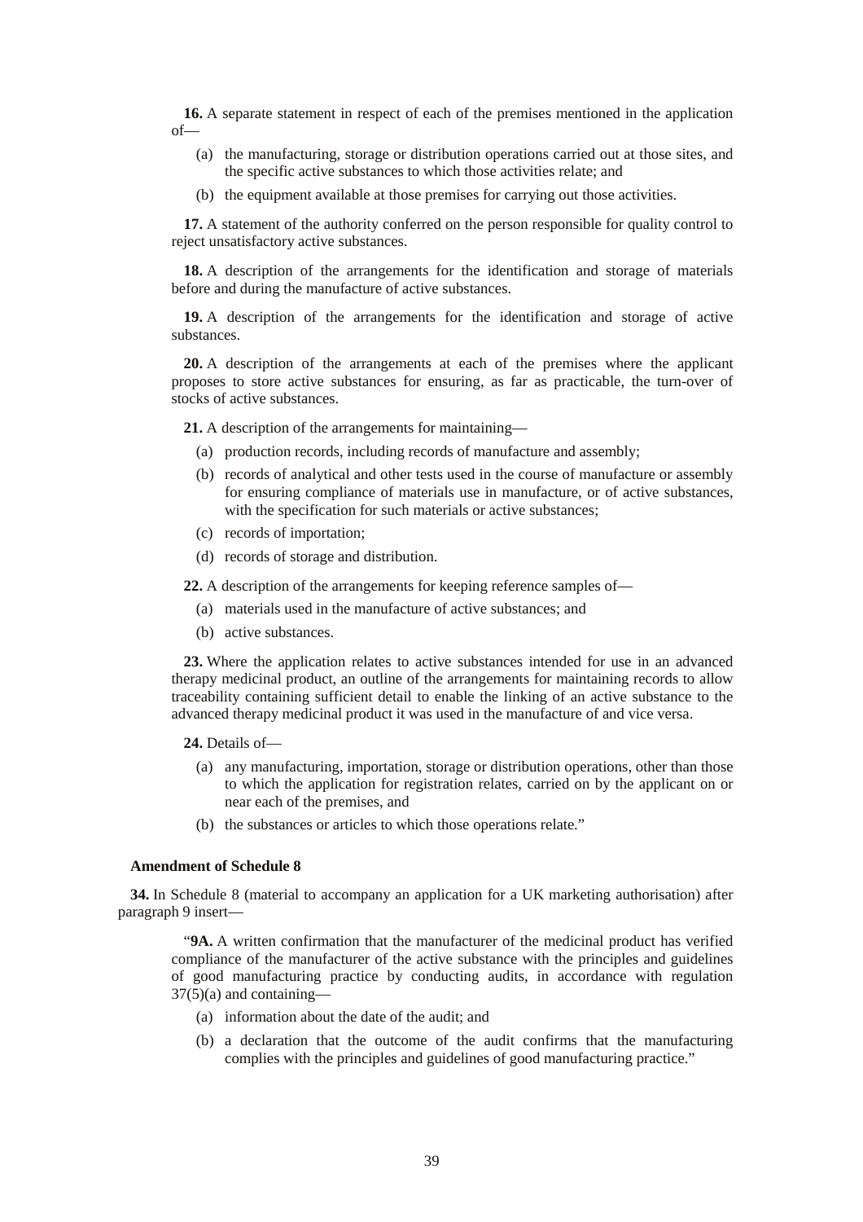**16.** A separate statement in respect of each of the premises mentioned in the application of—

(a) the manufacturing, storage or distribution operations carried out at those sites, and the specific active substances to which those activities relate; and

(b) the equipment available at those premises for carrying out those activities.

**17.** A statement of the authority conferred on the person responsible for quality control to reject unsatisfactory active substances.

**18.** A description of the arrangements for the identification and storage of materials before and during the manufacture of active substances.

**19.** A description of the arrangements for the identification and storage of active substances.

**20.** A description of the arrangements at each of the premises where the applicant proposes to store active substances for ensuring, as far as practicable, the turn-over of stocks of active substances.

**21.** A description of the arrangements for maintaining—

(a) production records, including records of manufacture and assembly;

(b) records of analytical and other tests used in the course of manufacture or assembly for ensuring compliance of materials use in manufacture, or of active substances, with the specification for such materials or active substances;

(c) records of importation;

(d) records of storage and distribution.

**22.** A description of the arrangements for keeping reference samples of—

(a) materials used in the manufacture of active substances; and

(b) active substances.

**23.** Where the application relates to active substances intended for use in an advanced therapy medicinal product, an outline of the arrangements for maintaining records to allow traceability containing sufficient detail to enable the linking of an active substance to the advanced therapy medicinal product it was used in the manufacture of and vice versa.

**24.** Details of—

(a) any manufacturing, importation, storage or distribution operations, other than those to which the application for registration relates, carried on by the applicant on or near each of the premises, and

(b) the substances or articles to which those operations relate."

**Amendment of Schedule 8**

**34.** In Schedule 8 (material to accompany an application for a UK marketing authorisation) after paragraph 9 insert—

"**9A.** A written confirmation that the manufacturer of the medicinal product has verified compliance of the manufacturer of the active substance with the principles and guidelines of good manufacturing practice by conducting audits, in accordance with regulation 37(5)(a) and containing—

(a) information about the date of the audit; and

(b) a declaration that the outcome of the audit confirms that the manufacturing complies with the principles and guidelines of good manufacturing practice."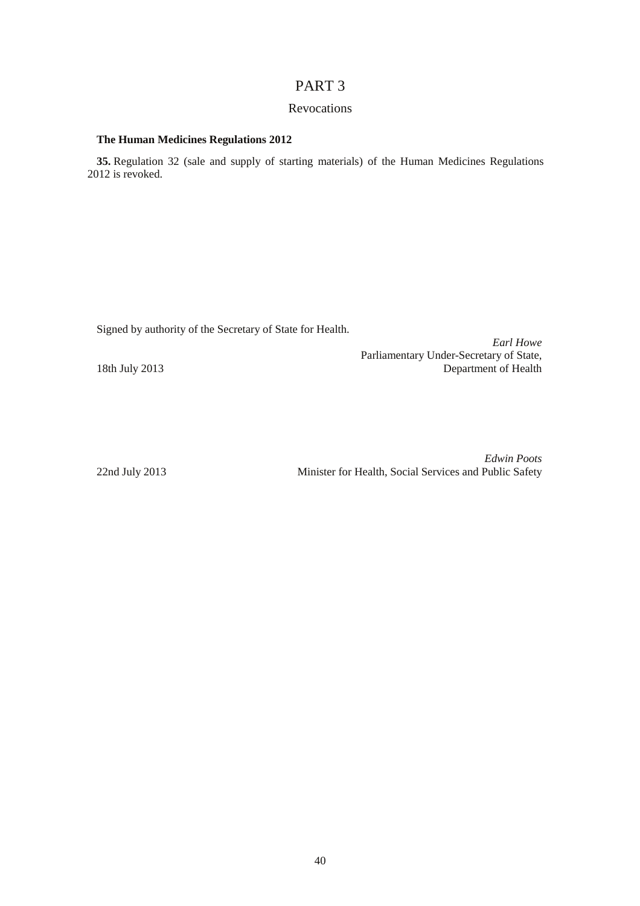# PART 3

## Revocations

**The Human Medicines Regulations 2012**

**35.** Regulation 32 (sale and supply of starting materials) of the Human Medicines Regulations 2012 is revoked.

Signed by authority of the Secretary of State for Health.

*Earl Howe*
Parliamentary Under-Secretary of State,
Department of Health

18th July 2013

*Edwin Poots*
Minister for Health, Social Services and Public Safety

22nd July 2013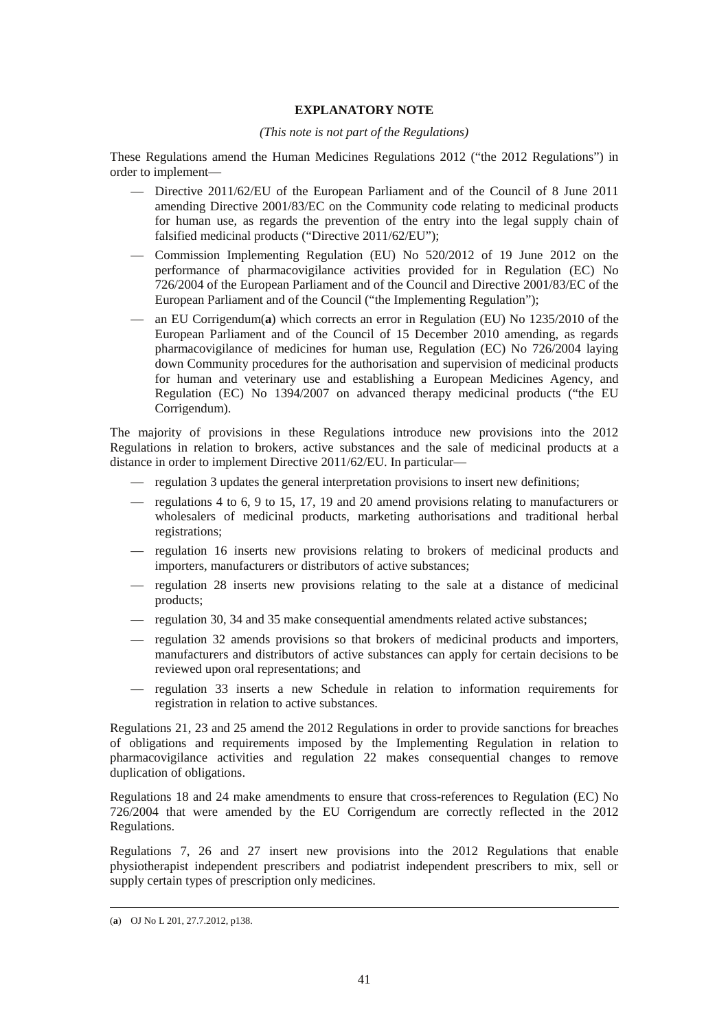## EXPLANATORY NOTE

*(This note is not part of the Regulations)*

These Regulations amend the Human Medicines Regulations 2012 ("the 2012 Regulations") in order to implement—

- Directive 2011/62/EU of the European Parliament and of the Council of 8 June 2011 amending Directive 2001/83/EC on the Community code relating to medicinal products for human use, as regards the prevention of the entry into the legal supply chain of falsified medicinal products ("Directive 2011/62/EU");
- Commission Implementing Regulation (EU) No 520/2012 of 19 June 2012 on the performance of pharmacovigilance activities provided for in Regulation (EC) No 726/2004 of the European Parliament and of the Council and Directive 2001/83/EC of the European Parliament and of the Council ("the Implementing Regulation");
- an EU Corrigendum(**a**) which corrects an error in Regulation (EU) No 1235/2010 of the European Parliament and of the Council of 15 December 2010 amending, as regards pharmacovigilance of medicines for human use, Regulation (EC) No 726/2004 laying down Community procedures for the authorisation and supervision of medicinal products for human and veterinary use and establishing a European Medicines Agency, and Regulation (EC) No 1394/2007 on advanced therapy medicinal products ("the EU Corrigendum).

The majority of provisions in these Regulations introduce new provisions into the 2012 Regulations in relation to brokers, active substances and the sale of medicinal products at a distance in order to implement Directive 2011/62/EU. In particular—

- regulation 3 updates the general interpretation provisions to insert new definitions;
- regulations 4 to 6, 9 to 15, 17, 19 and 20 amend provisions relating to manufacturers or wholesalers of medicinal products, marketing authorisations and traditional herbal registrations;
- regulation 16 inserts new provisions relating to brokers of medicinal products and importers, manufacturers or distributors of active substances;
- regulation 28 inserts new provisions relating to the sale at a distance of medicinal products;
- regulation 30, 34 and 35 make consequential amendments related active substances;
- regulation 32 amends provisions so that brokers of medicinal products and importers, manufacturers and distributors of active substances can apply for certain decisions to be reviewed upon oral representations; and
- regulation 33 inserts a new Schedule in relation to information requirements for registration in relation to active substances.

Regulations 21, 23 and 25 amend the 2012 Regulations in order to provide sanctions for breaches of obligations and requirements imposed by the Implementing Regulation in relation to pharmacovigilance activities and regulation 22 makes consequential changes to remove duplication of obligations.

Regulations 18 and 24 make amendments to ensure that cross-references to Regulation (EC) No 726/2004 that were amended by the EU Corrigendum are correctly reflected in the 2012 Regulations.

Regulations 7, 26 and 27 insert new provisions into the 2012 Regulations that enable physiotherapist independent prescribers and podiatrist independent prescribers to mix, sell or supply certain types of prescription only medicines.

---

(**a**) OJ No L 201, 27.7.2012, p138.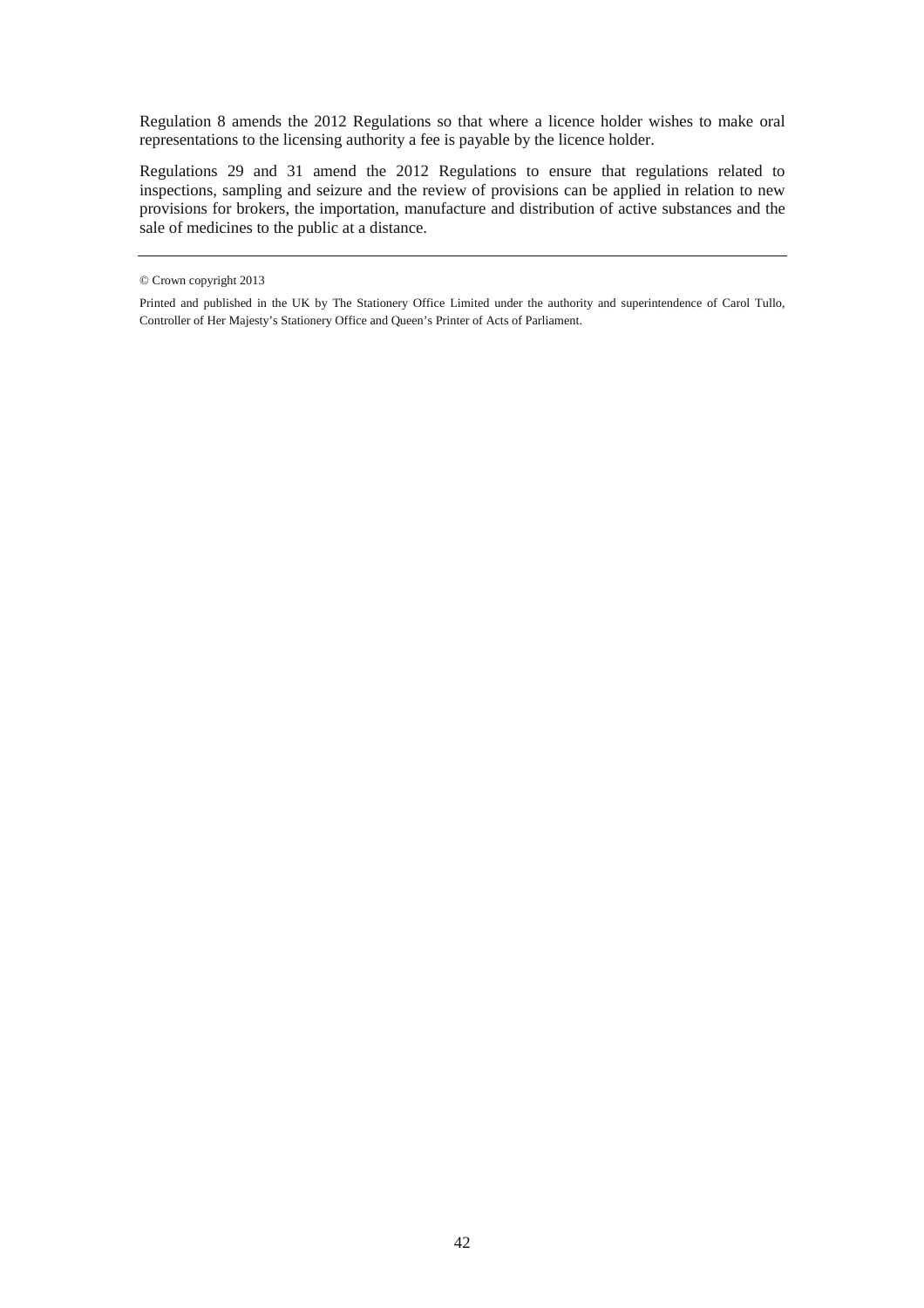Regulation 8 amends the 2012 Regulations so that where a licence holder wishes to make oral representations to the licensing authority a fee is payable by the licence holder.

Regulations 29 and 31 amend the 2012 Regulations to ensure that regulations related to inspections, sampling and seizure and the review of provisions can be applied in relation to new provisions for brokers, the importation, manufacture and distribution of active substances and the sale of medicines to the public at a distance.

---

© Crown copyright 2013

Printed and published in the UK by The Stationery Office Limited under the authority and superintendence of Carol Tullo, Controller of Her Majesty's Stationery Office and Queen's Printer of Acts of Parliament.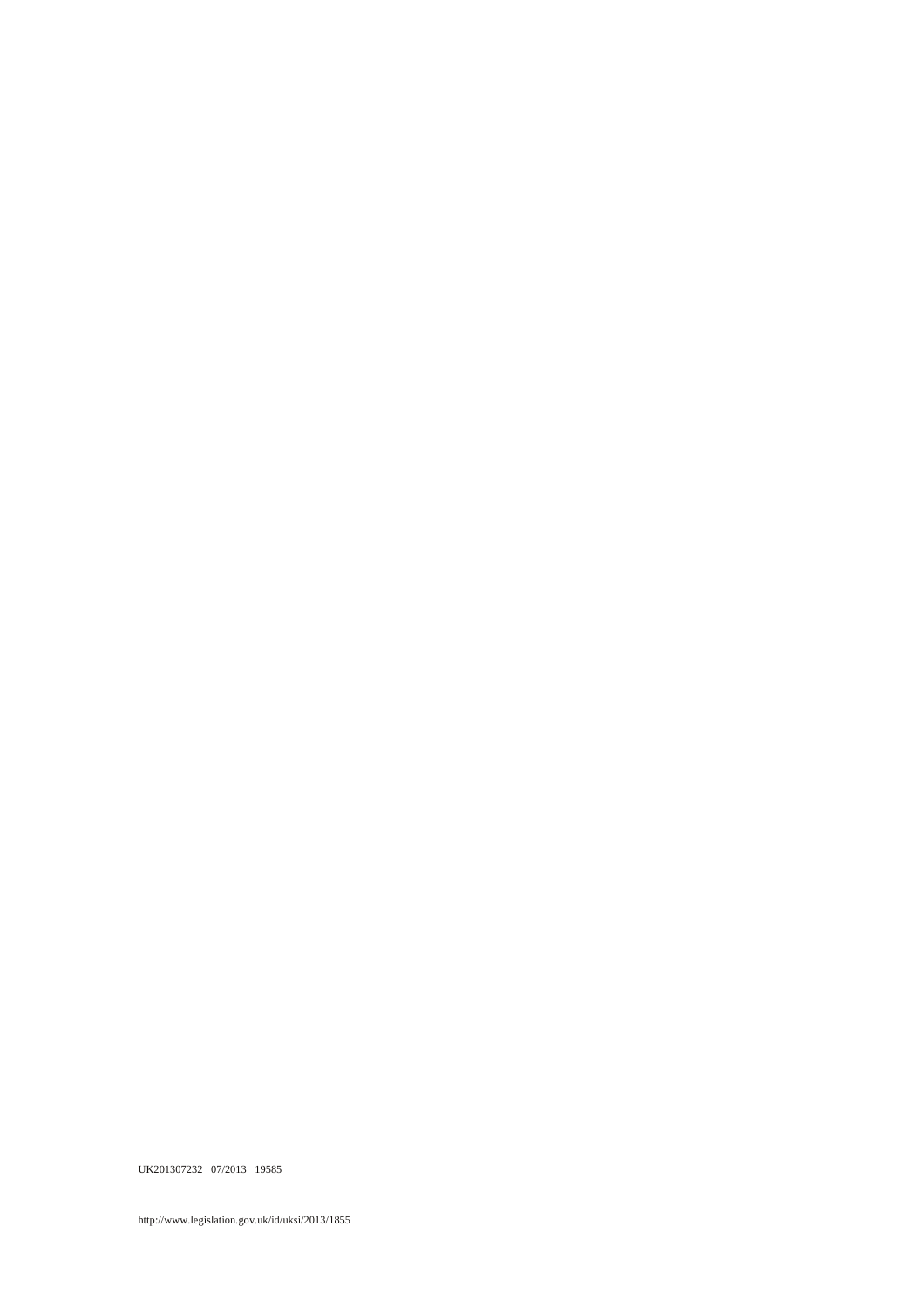UK201307232 07/2013 19585

http://www.legislation.gov.uk/id/uksi/2013/1855